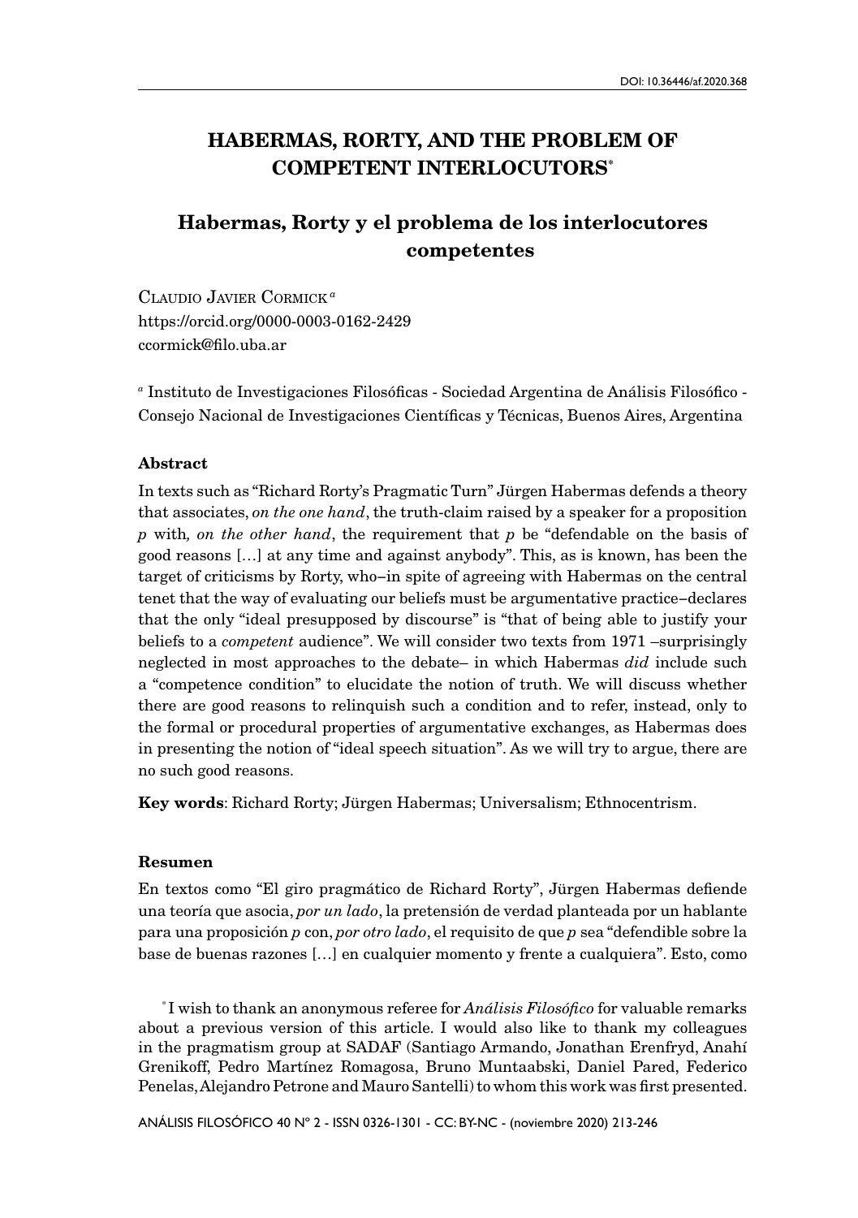DOI: 10.36446/af.2020.368

# HABERMAS, RORTY, AND THE PROBLEM OF COMPETENT INTERLOCUTORS*

## Habermas, Rorty y el problema de los interlocutores competentes

Claudio Javier Cormick [a]
https://orcid.org/0000-0003-0162-2429
ccormick@filo.uba.ar

[a] Instituto de Investigaciones Filosóficas - Sociedad Argentina de Análisis Filosófico - Consejo Nacional de Investigaciones Científicas y Técnicas, Buenos Aires, Argentina

**Abstract**

In texts such as "Richard Rorty's Pragmatic Turn" Jürgen Habermas defends a theory that associates, *on the one hand*, the truth-claim raised by a speaker for a proposition *p* with*, on the other hand*, the requirement that *p* be "defendable on the basis of good reasons […] at any time and against anybody". This, as is known, has been the target of criticisms by Rorty, who–in spite of agreeing with Habermas on the central tenet that the way of evaluating our beliefs must be argumentative practice–declares that the only "ideal presupposed by discourse" is "that of being able to justify your beliefs to a *competent* audience". We will consider two texts from 1971 –surprisingly neglected in most approaches to the debate– in which Habermas *did* include such a "competence condition" to elucidate the notion of truth. We will discuss whether there are good reasons to relinquish such a condition and to refer, instead, only to the formal or procedural properties of argumentative exchanges, as Habermas does in presenting the notion of "ideal speech situation". As we will try to argue, there are no such good reasons.

**Key words**: Richard Rorty; Jürgen Habermas; Universalism; Ethnocentrism.

**Resumen**

En textos como "El giro pragmático de Richard Rorty", Jürgen Habermas defiende una teoría que asocia, *por un lado*, la pretensión de verdad planteada por un hablante para una proposición *p* con, *por otro lado*, el requisito de que *p* sea "defendible sobre la base de buenas razones […] en cualquier momento y frente a cualquiera". Esto, como

* I wish to thank an anonymous referee for *Análisis Filosófico* for valuable remarks about a previous version of this article. I would also like to thank my colleagues in the pragmatism group at SADAF (Santiago Armando, Jonathan Erenfryd, Anahí Grenikoff, Pedro Martínez Romagosa, Bruno Muntaabski, Daniel Pared, Federico Penelas, Alejandro Petrone and Mauro Santelli) to whom this work was first presented.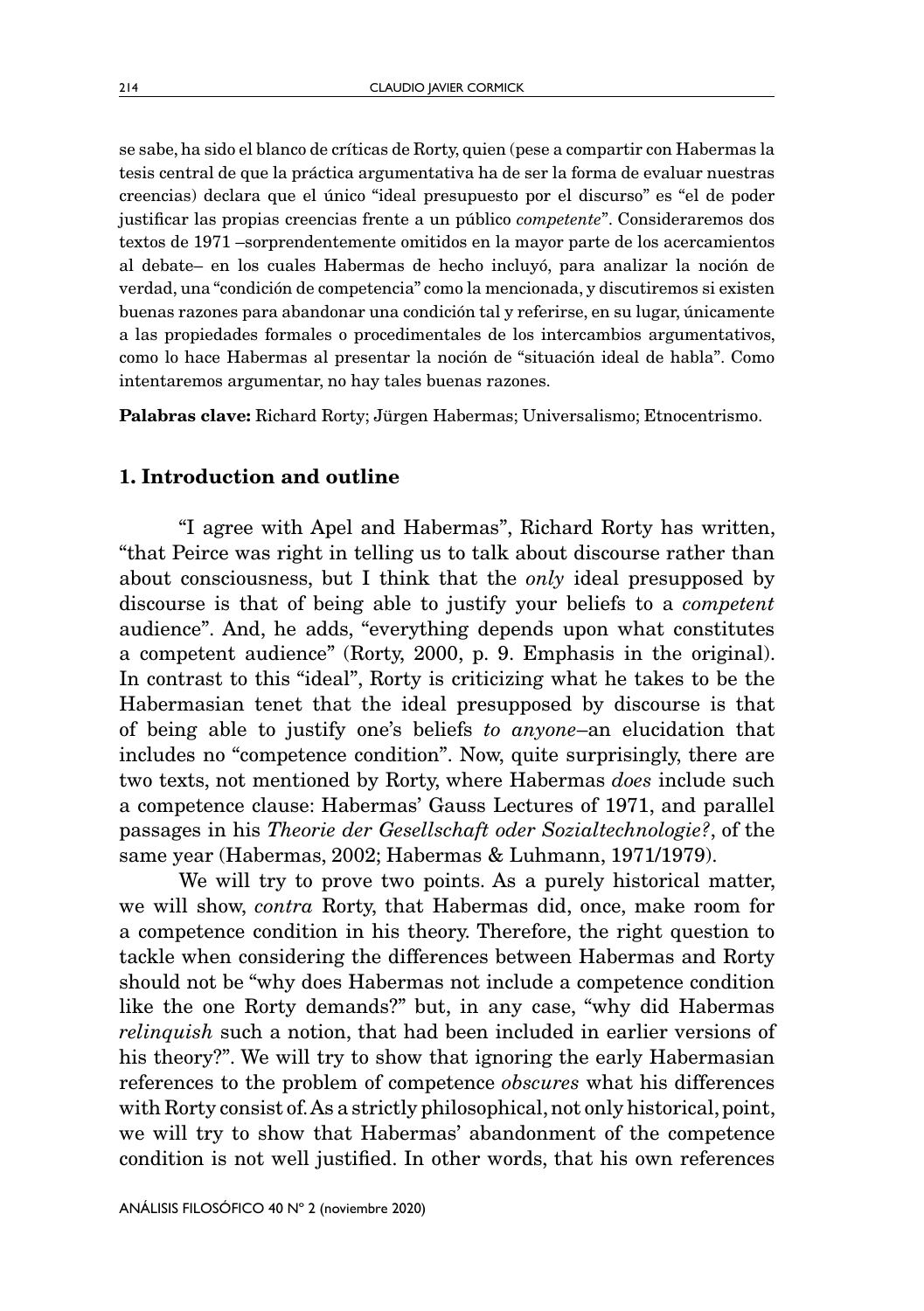se sabe, ha sido el blanco de críticas de Rorty, quien (pese a compartir con Habermas la tesis central de que la práctica argumentativa ha de ser la forma de evaluar nuestras creencias) declara que el único "ideal presupuesto por el discurso" es "el de poder justificar las propias creencias frente a un público *competente*". Consideraremos dos textos de 1971 –sorprendentemente omitidos en la mayor parte de los acercamientos al debate– en los cuales Habermas de hecho incluyó, para analizar la noción de verdad, una "condición de competencia" como la mencionada, y discutiremos si existen buenas razones para abandonar una condición tal y referirse, en su lugar, únicamente a las propiedades formales o procedimentales de los intercambios argumentativos, como lo hace Habermas al presentar la noción de "situación ideal de habla". Como intentaremos argumentar, no hay tales buenas razones.

**Palabras clave:** Richard Rorty; Jürgen Habermas; Universalismo; Etnocentrismo.

## 1. Introduction and outline

"I agree with Apel and Habermas", Richard Rorty has written, "that Peirce was right in telling us to talk about discourse rather than about consciousness, but I think that the *only* ideal presupposed by discourse is that of being able to justify your beliefs to a *competent* audience". And, he adds, "everything depends upon what constitutes a competent audience" (Rorty, 2000, p. 9. Emphasis in the original). In contrast to this "ideal", Rorty is criticizing what he takes to be the Habermasian tenet that the ideal presupposed by discourse is that of being able to justify one's beliefs *to anyone*–an elucidation that includes no "competence condition". Now, quite surprisingly, there are two texts, not mentioned by Rorty, where Habermas *does* include such a competence clause: Habermas' Gauss Lectures of 1971, and parallel passages in his *Theorie der Gesellschaft oder Sozialtechnologie?*, of the same year (Habermas, 2002; Habermas & Luhmann, 1971/1979).

We will try to prove two points. As a purely historical matter, we will show, *contra* Rorty, that Habermas did, once, make room for a competence condition in his theory. Therefore, the right question to tackle when considering the differences between Habermas and Rorty should not be "why does Habermas not include a competence condition like the one Rorty demands?" but, in any case, "why did Habermas *relinquish* such a notion, that had been included in earlier versions of his theory?". We will try to show that ignoring the early Habermasian references to the problem of competence *obscures* what his differences with Rorty consist of. As a strictly philosophical, not only historical, point, we will try to show that Habermas' abandonment of the competence condition is not well justified. In other words, that his own references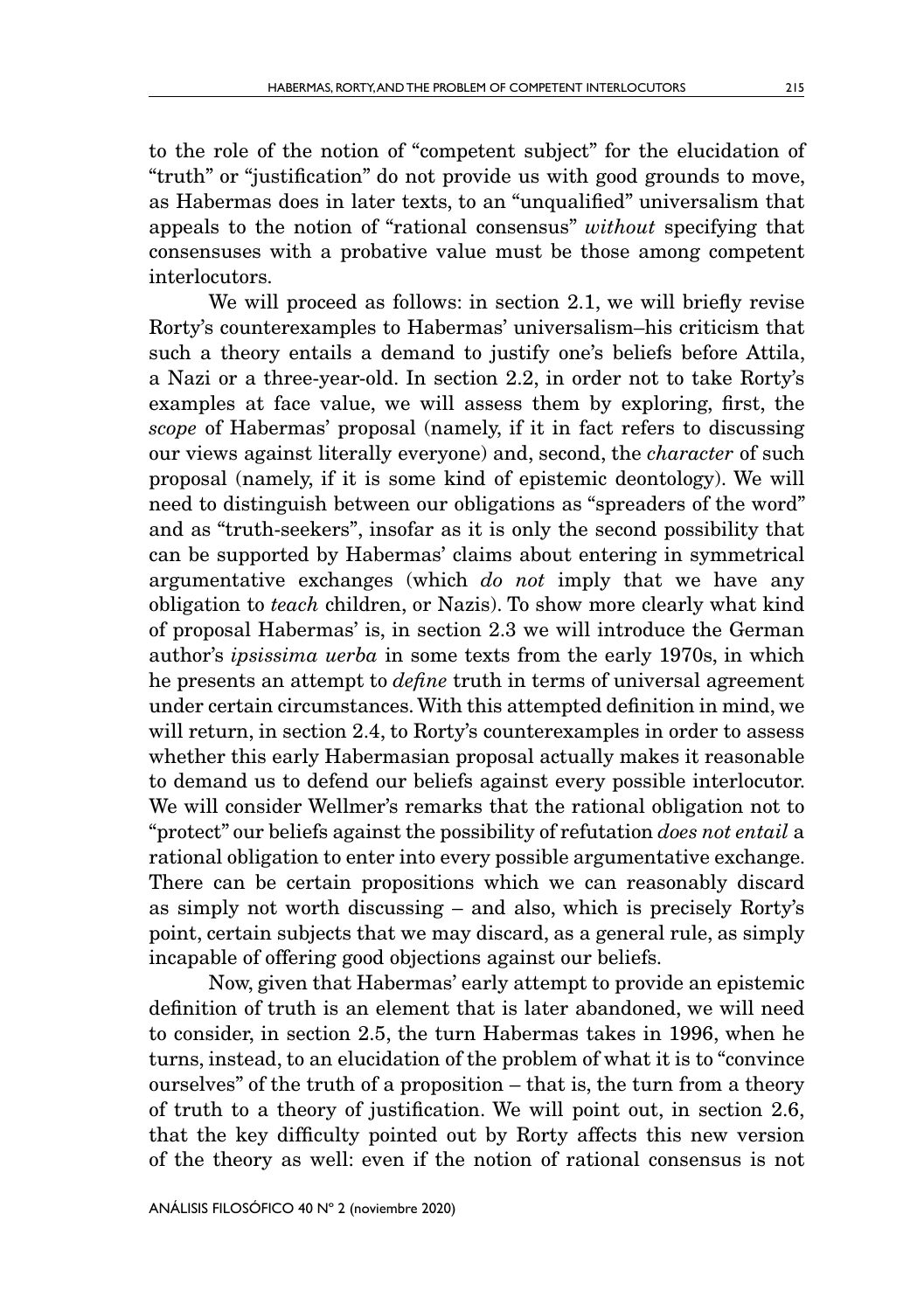to the role of the notion of "competent subject" for the elucidation of "truth" or "justification" do not provide us with good grounds to move, as Habermas does in later texts, to an "unqualified" universalism that appeals to the notion of "rational consensus" *without* specifying that consensuses with a probative value must be those among competent interlocutors.

We will proceed as follows: in section 2.1, we will briefly revise Rorty's counterexamples to Habermas' universalism–his criticism that such a theory entails a demand to justify one's beliefs before Attila, a Nazi or a three-year-old. In section 2.2, in order not to take Rorty's examples at face value, we will assess them by exploring, first, the *scope* of Habermas' proposal (namely, if it in fact refers to discussing our views against literally everyone) and, second, the *character* of such proposal (namely, if it is some kind of epistemic deontology). We will need to distinguish between our obligations as "spreaders of the word" and as "truth-seekers", insofar as it is only the second possibility that can be supported by Habermas' claims about entering in symmetrical argumentative exchanges (which *do not* imply that we have any obligation to *teach* children, or Nazis). To show more clearly what kind of proposal Habermas' is, in section 2.3 we will introduce the German author's *ipsissima uerba* in some texts from the early 1970s, in which he presents an attempt to *define* truth in terms of universal agreement under certain circumstances. With this attempted definition in mind, we will return, in section 2.4, to Rorty's counterexamples in order to assess whether this early Habermasian proposal actually makes it reasonable to demand us to defend our beliefs against every possible interlocutor. We will consider Wellmer's remarks that the rational obligation not to "protect" our beliefs against the possibility of refutation *does not entail* a rational obligation to enter into every possible argumentative exchange. There can be certain propositions which we can reasonably discard as simply not worth discussing – and also, which is precisely Rorty's point, certain subjects that we may discard, as a general rule, as simply incapable of offering good objections against our beliefs.

Now, given that Habermas' early attempt to provide an epistemic definition of truth is an element that is later abandoned, we will need to consider, in section 2.5, the turn Habermas takes in 1996, when he turns, instead, to an elucidation of the problem of what it is to "convince ourselves" of the truth of a proposition – that is, the turn from a theory of truth to a theory of justification. We will point out, in section 2.6, that the key difficulty pointed out by Rorty affects this new version of the theory as well: even if the notion of rational consensus is not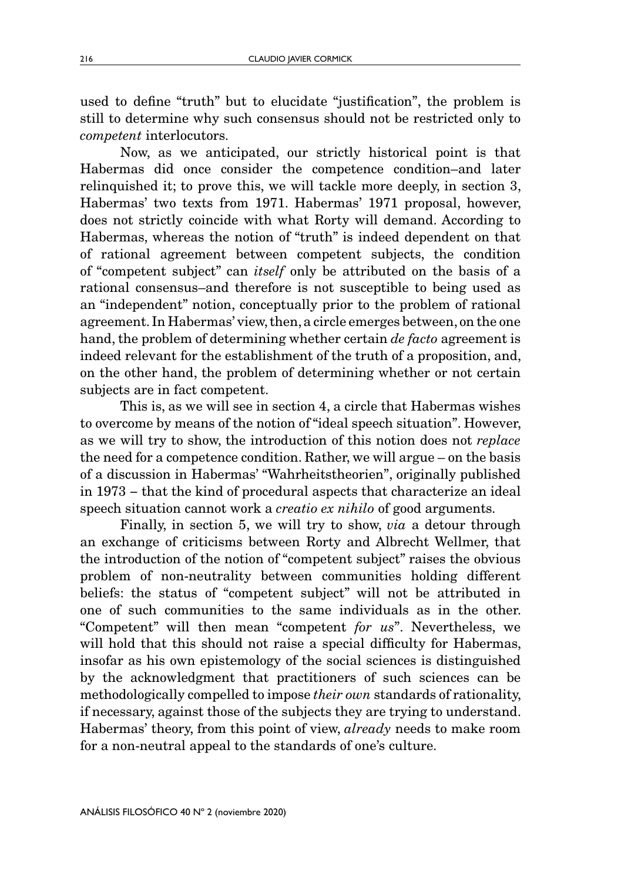used to define "truth" but to elucidate "justification", the problem is still to determine why such consensus should not be restricted only to *competent* interlocutors.

Now, as we anticipated, our strictly historical point is that Habermas did once consider the competence condition–and later relinquished it; to prove this, we will tackle more deeply, in section 3, Habermas' two texts from 1971. Habermas' 1971 proposal, however, does not strictly coincide with what Rorty will demand. According to Habermas, whereas the notion of "truth" is indeed dependent on that of rational agreement between competent subjects, the condition of "competent subject" can *itself* only be attributed on the basis of a rational consensus–and therefore is not susceptible to being used as an "independent" notion, conceptually prior to the problem of rational agreement. In Habermas' view, then, a circle emerges between, on the one hand, the problem of determining whether certain *de facto* agreement is indeed relevant for the establishment of the truth of a proposition, and, on the other hand, the problem of determining whether or not certain subjects are in fact competent.

This is, as we will see in section 4, a circle that Habermas wishes to overcome by means of the notion of "ideal speech situation". However, as we will try to show, the introduction of this notion does not *replace* the need for a competence condition. Rather, we will argue – on the basis of a discussion in Habermas' "Wahrheitstheorien", originally published in 1973 – that the kind of procedural aspects that characterize an ideal speech situation cannot work a *creatio ex nihilo* of good arguments.

Finally, in section 5, we will try to show, *via* a detour through an exchange of criticisms between Rorty and Albrecht Wellmer, that the introduction of the notion of "competent subject" raises the obvious problem of non-neutrality between communities holding different beliefs: the status of "competent subject" will not be attributed in one of such communities to the same individuals as in the other. "Competent" will then mean "competent *for us*". Nevertheless, we will hold that this should not raise a special difficulty for Habermas, insofar as his own epistemology of the social sciences is distinguished by the acknowledgment that practitioners of such sciences can be methodologically compelled to impose *their own* standards of rationality, if necessary, against those of the subjects they are trying to understand. Habermas' theory, from this point of view, *already* needs to make room for a non-neutral appeal to the standards of one's culture.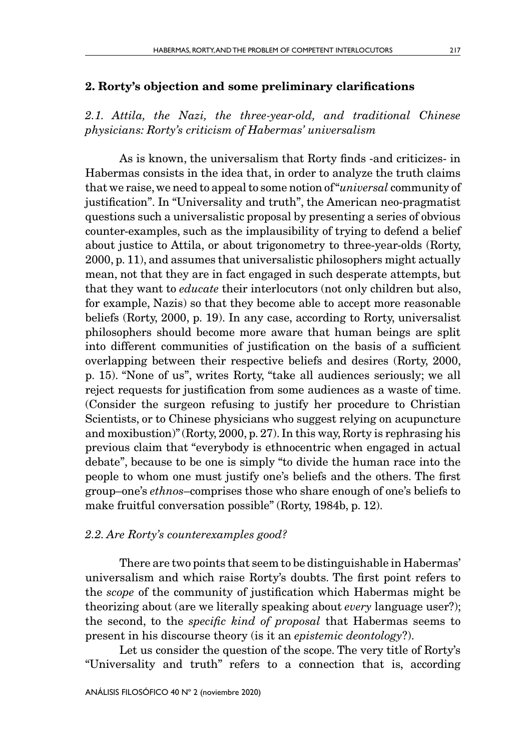## 2. Rorty's objection and some preliminary clarifications

### *2.1. Attila, the Nazi, the three-year-old, and traditional Chinese physicians: Rorty's criticism of Habermas' universalism*

As is known, the universalism that Rorty finds -and criticizes- in Habermas consists in the idea that, in order to analyze the truth claims that we raise, we need to appeal to some notion of "*universal* community of justification". In "Universality and truth", the American neo-pragmatist questions such a universalistic proposal by presenting a series of obvious counter-examples, such as the implausibility of trying to defend a belief about justice to Attila, or about trigonometry to three-year-olds (Rorty, 2000, p. 11), and assumes that universalistic philosophers might actually mean, not that they are in fact engaged in such desperate attempts, but that they want to *educate* their interlocutors (not only children but also, for example, Nazis) so that they become able to accept more reasonable beliefs (Rorty, 2000, p. 19). In any case, according to Rorty, universalist philosophers should become more aware that human beings are split into different communities of justification on the basis of a sufficient overlapping between their respective beliefs and desires (Rorty, 2000, p. 15). "None of us", writes Rorty, "take all audiences seriously; we all reject requests for justification from some audiences as a waste of time. (Consider the surgeon refusing to justify her procedure to Christian Scientists, or to Chinese physicians who suggest relying on acupuncture and moxibustion)" (Rorty, 2000, p. 27). In this way, Rorty is rephrasing his previous claim that "everybody is ethnocentric when engaged in actual debate", because to be one is simply "to divide the human race into the people to whom one must justify one's beliefs and the others. The first group–one's *ethnos*–comprises those who share enough of one's beliefs to make fruitful conversation possible" (Rorty, 1984b, p. 12).

### *2.2. Are Rorty's counterexamples good?*

There are two points that seem to be distinguishable in Habermas' universalism and which raise Rorty's doubts. The first point refers to the *scope* of the community of justification which Habermas might be theorizing about (are we literally speaking about *every* language user?); the second, to the *specific kind of proposal* that Habermas seems to present in his discourse theory (is it an *epistemic deontology*?).

Let us consider the question of the scope. The very title of Rorty's "Universality and truth" refers to a connection that is, according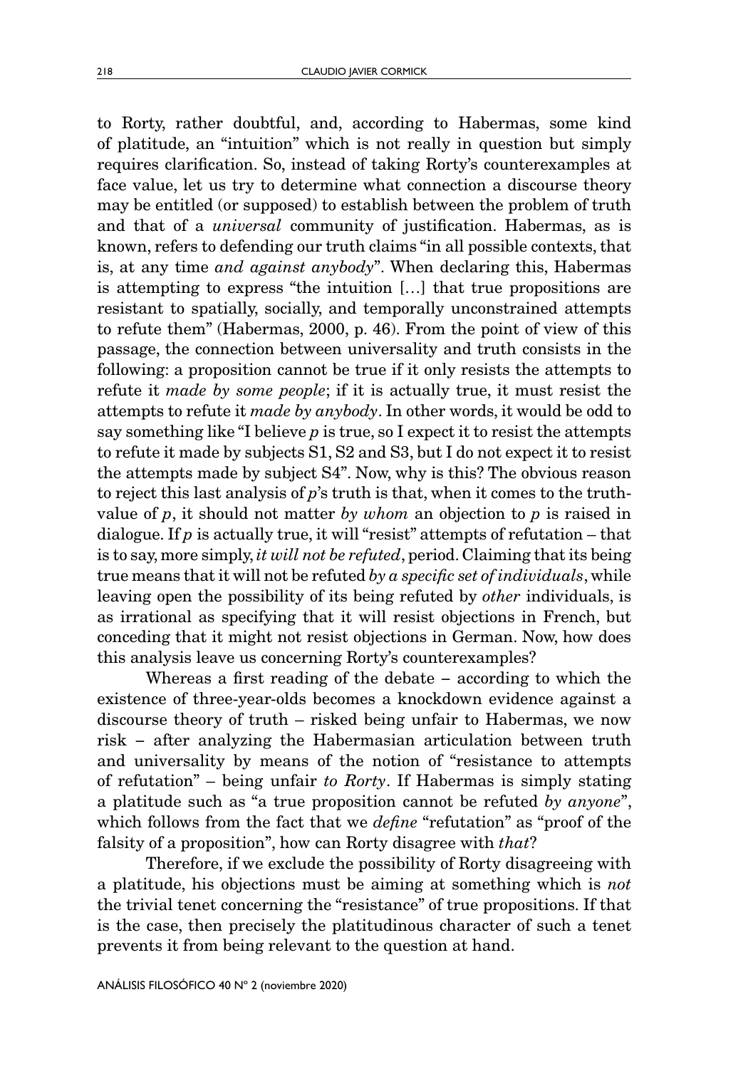to Rorty, rather doubtful, and, according to Habermas, some kind of platitude, an "intuition" which is not really in question but simply requires clarification. So, instead of taking Rorty's counterexamples at face value, let us try to determine what connection a discourse theory may be entitled (or supposed) to establish between the problem of truth and that of a *universal* community of justification. Habermas, as is known, refers to defending our truth claims "in all possible contexts, that is, at any time *and against anybody*". When declaring this, Habermas is attempting to express "the intuition […] that true propositions are resistant to spatially, socially, and temporally unconstrained attempts to refute them" (Habermas, 2000, p. 46). From the point of view of this passage, the connection between universality and truth consists in the following: a proposition cannot be true if it only resists the attempts to refute it *made by some people*; if it is actually true, it must resist the attempts to refute it *made by anybody*. In other words, it would be odd to say something like "I believe *p* is true, so I expect it to resist the attempts to refute it made by subjects S1, S2 and S3, but I do not expect it to resist the attempts made by subject S4". Now, why is this? The obvious reason to reject this last analysis of *p*'s truth is that, when it comes to the truth-value of *p*, it should not matter *by whom* an objection to *p* is raised in dialogue. If *p* is actually true, it will "resist" attempts of refutation – that is to say, more simply, *it will not be refuted*, period. Claiming that its being true means that it will not be refuted *by a specific set of individuals*, while leaving open the possibility of its being refuted by *other* individuals, is as irrational as specifying that it will resist objections in French, but conceding that it might not resist objections in German. Now, how does this analysis leave us concerning Rorty's counterexamples?

Whereas a first reading of the debate – according to which the existence of three-year-olds becomes a knockdown evidence against a discourse theory of truth – risked being unfair to Habermas, we now risk – after analyzing the Habermasian articulation between truth and universality by means of the notion of "resistance to attempts of refutation" – being unfair *to Rorty*. If Habermas is simply stating a platitude such as "a true proposition cannot be refuted *by anyone*", which follows from the fact that we *define* "refutation" as "proof of the falsity of a proposition", how can Rorty disagree with *that*?

Therefore, if we exclude the possibility of Rorty disagreeing with a platitude, his objections must be aiming at something which is *not* the trivial tenet concerning the "resistance" of true propositions. If that is the case, then precisely the platitudinous character of such a tenet prevents it from being relevant to the question at hand.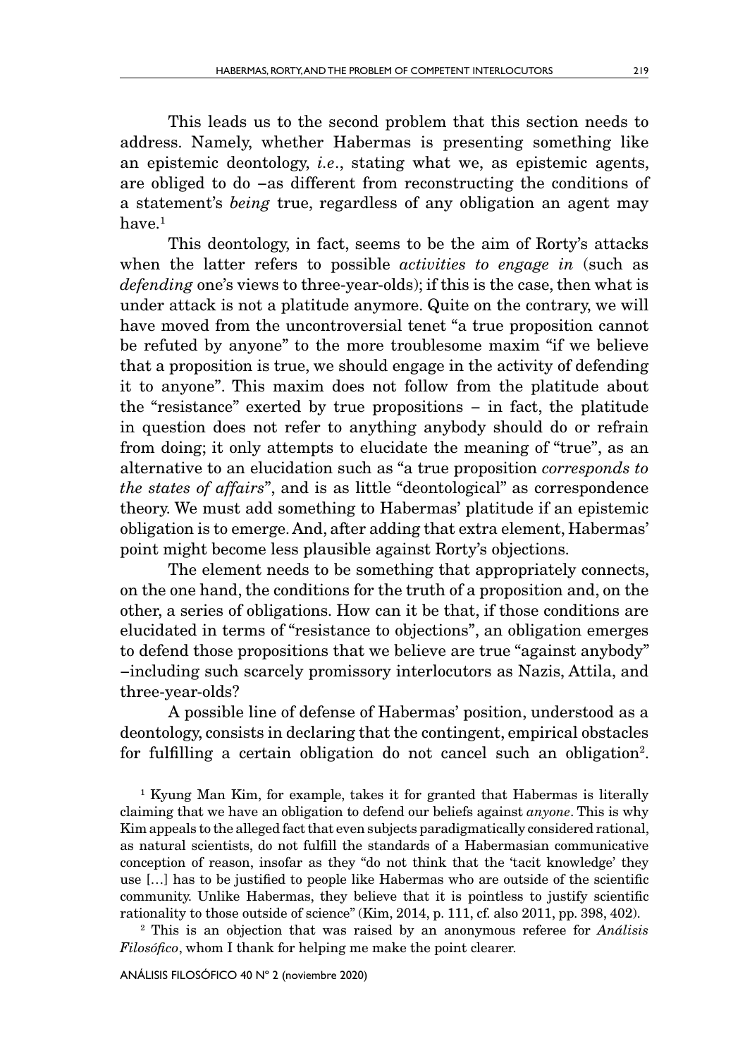This leads us to the second problem that this section needs to address. Namely, whether Habermas is presenting something like an epistemic deontology, *i.e*., stating what we, as epistemic agents, are obliged to do –as different from reconstructing the conditions of a statement's *being* true, regardless of any obligation an agent may have.[1]

This deontology, in fact, seems to be the aim of Rorty's attacks when the latter refers to possible *activities to engage in* (such as *defending* one's views to three-year-olds); if this is the case, then what is under attack is not a platitude anymore. Quite on the contrary, we will have moved from the uncontroversial tenet "a true proposition cannot be refuted by anyone" to the more troublesome maxim "if we believe that a proposition is true, we should engage in the activity of defending it to anyone". This maxim does not follow from the platitude about the "resistance" exerted by true propositions – in fact, the platitude in question does not refer to anything anybody should do or refrain from doing; it only attempts to elucidate the meaning of "true", as an alternative to an elucidation such as "a true proposition *corresponds to the states of affairs*", and is as little "deontological" as correspondence theory. We must add something to Habermas' platitude if an epistemic obligation is to emerge. And, after adding that extra element, Habermas' point might become less plausible against Rorty's objections.

The element needs to be something that appropriately connects, on the one hand, the conditions for the truth of a proposition and, on the other, a series of obligations. How can it be that, if those conditions are elucidated in terms of "resistance to objections", an obligation emerges to defend those propositions that we believe are true "against anybody" –including such scarcely promissory interlocutors as Nazis, Attila, and three-year-olds?

A possible line of defense of Habermas' position, understood as a deontology, consists in declaring that the contingent, empirical obstacles for fulfilling a certain obligation do not cancel such an obligation[2].

[1] Kyung Man Kim, for example, takes it for granted that Habermas is literally claiming that we have an obligation to defend our beliefs against *anyone*. This is why Kim appeals to the alleged fact that even subjects paradigmatically considered rational, as natural scientists, do not fulfill the standards of a Habermasian communicative conception of reason, insofar as they "do not think that the 'tacit knowledge' they use […] has to be justified to people like Habermas who are outside of the scientific community. Unlike Habermas, they believe that it is pointless to justify scientific rationality to those outside of science" (Kim, 2014, p. 111, cf. also 2011, pp. 398, 402).

[2] This is an objection that was raised by an anonymous referee for *Análisis Filosófico*, whom I thank for helping me make the point clearer.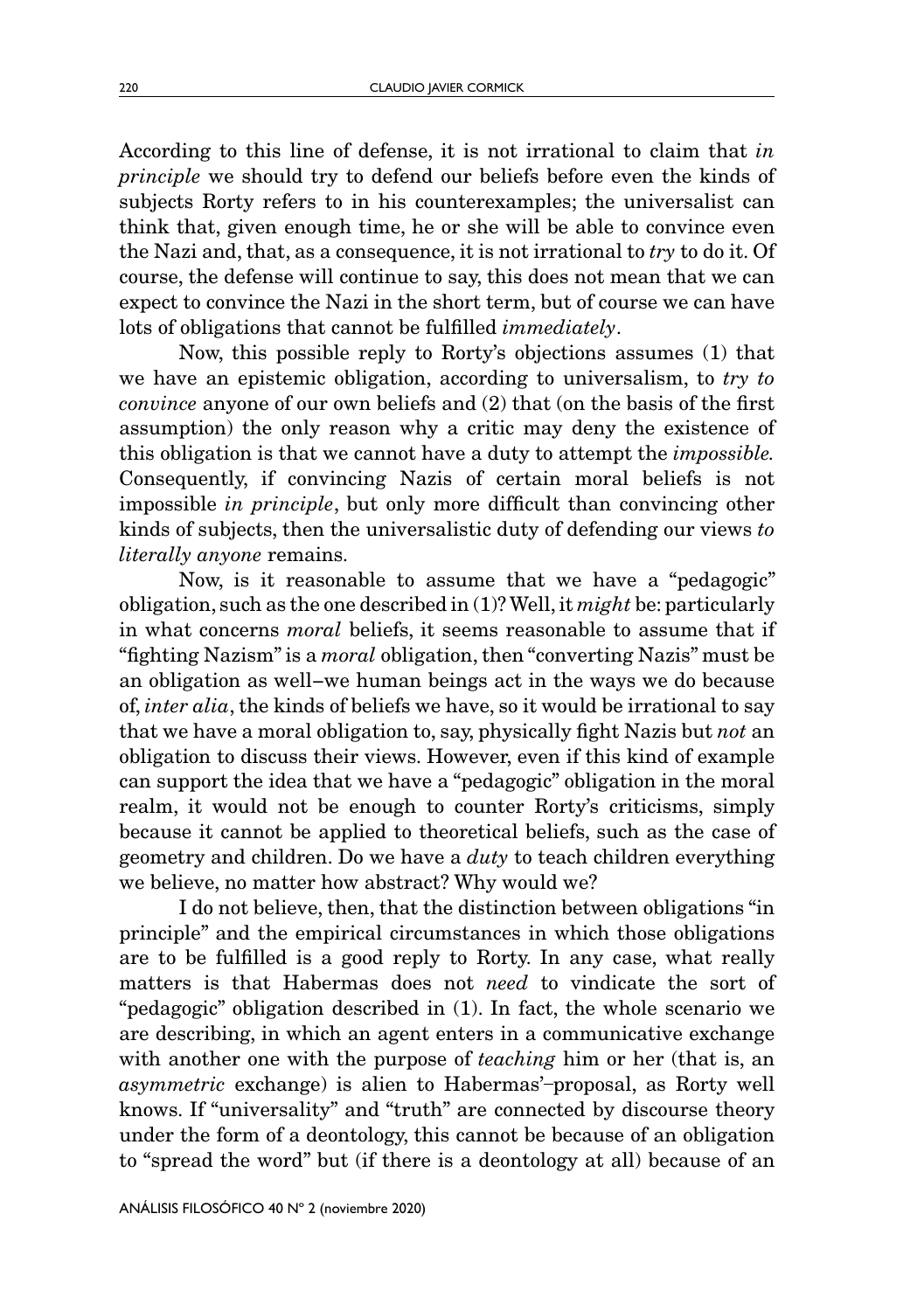According to this line of defense, it is not irrational to claim that *in principle* we should try to defend our beliefs before even the kinds of subjects Rorty refers to in his counterexamples; the universalist can think that, given enough time, he or she will be able to convince even the Nazi and, that, as a consequence, it is not irrational to *try* to do it. Of course, the defense will continue to say, this does not mean that we can expect to convince the Nazi in the short term, but of course we can have lots of obligations that cannot be fulfilled *immediately*.

Now, this possible reply to Rorty's objections assumes (1) that we have an epistemic obligation, according to universalism, to *try to convince* anyone of our own beliefs and (2) that (on the basis of the first assumption) the only reason why a critic may deny the existence of this obligation is that we cannot have a duty to attempt the *impossible.* Consequently, if convincing Nazis of certain moral beliefs is not impossible *in principle*, but only more difficult than convincing other kinds of subjects, then the universalistic duty of defending our views *to literally anyone* remains.

Now, is it reasonable to assume that we have a "pedagogic" obligation, such as the one described in (1)? Well, it *might* be: particularly in what concerns *moral* beliefs, it seems reasonable to assume that if "fighting Nazism" is a *moral* obligation, then "converting Nazis" must be an obligation as well–we human beings act in the ways we do because of, *inter alia*, the kinds of beliefs we have, so it would be irrational to say that we have a moral obligation to, say, physically fight Nazis but *not* an obligation to discuss their views. However, even if this kind of example can support the idea that we have a "pedagogic" obligation in the moral realm, it would not be enough to counter Rorty's criticisms, simply because it cannot be applied to theoretical beliefs, such as the case of geometry and children. Do we have a *duty* to teach children everything we believe, no matter how abstract? Why would we?

I do not believe, then, that the distinction between obligations "in principle" and the empirical circumstances in which those obligations are to be fulfilled is a good reply to Rorty. In any case, what really matters is that Habermas does not *need* to vindicate the sort of "pedagogic" obligation described in (1). In fact, the whole scenario we are describing, in which an agent enters in a communicative exchange with another one with the purpose of *teaching* him or her (that is, an *asymmetric* exchange) is alien to Habermas'–proposal, as Rorty well knows. If "universality" and "truth" are connected by discourse theory under the form of a deontology, this cannot be because of an obligation to "spread the word" but (if there is a deontology at all) because of an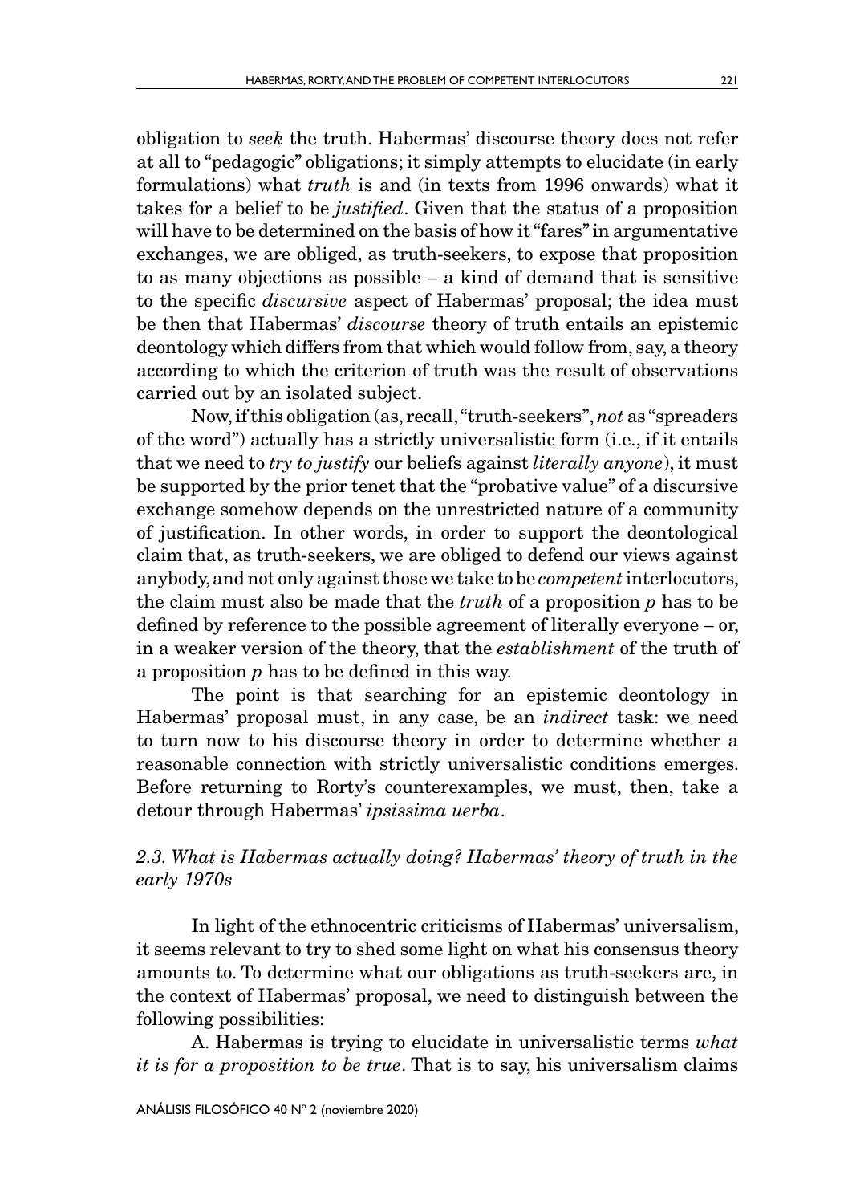obligation to *seek* the truth. Habermas' discourse theory does not refer at all to "pedagogic" obligations; it simply attempts to elucidate (in early formulations) what *truth* is and (in texts from 1996 onwards) what it takes for a belief to be *justified*. Given that the status of a proposition will have to be determined on the basis of how it "fares" in argumentative exchanges, we are obliged, as truth-seekers, to expose that proposition to as many objections as possible – a kind of demand that is sensitive to the specific *discursive* aspect of Habermas' proposal; the idea must be then that Habermas' *discourse* theory of truth entails an epistemic deontology which differs from that which would follow from, say, a theory according to which the criterion of truth was the result of observations carried out by an isolated subject.

Now, if this obligation (as, recall, "truth-seekers", *not* as "spreaders of the word") actually has a strictly universalistic form (i.e., if it entails that we need to *try to justify* our beliefs against *literally anyone*), it must be supported by the prior tenet that the "probative value" of a discursive exchange somehow depends on the unrestricted nature of a community of justification. In other words, in order to support the deontological claim that, as truth-seekers, we are obliged to defend our views against anybody, and not only against those we take to be *competent* interlocutors, the claim must also be made that the *truth* of a proposition *p* has to be defined by reference to the possible agreement of literally everyone – or, in a weaker version of the theory, that the *establishment* of the truth of a proposition *p* has to be defined in this way.

The point is that searching for an epistemic deontology in Habermas' proposal must, in any case, be an *indirect* task: we need to turn now to his discourse theory in order to determine whether a reasonable connection with strictly universalistic conditions emerges. Before returning to Rorty's counterexamples, we must, then, take a detour through Habermas' *ipsissima uerba*.

### *2.3. What is Habermas actually doing? Habermas' theory of truth in the early 1970s*

In light of the ethnocentric criticisms of Habermas' universalism, it seems relevant to try to shed some light on what his consensus theory amounts to. To determine what our obligations as truth-seekers are, in the context of Habermas' proposal, we need to distinguish between the following possibilities:

A. Habermas is trying to elucidate in universalistic terms *what it is for a proposition to be true*. That is to say, his universalism claims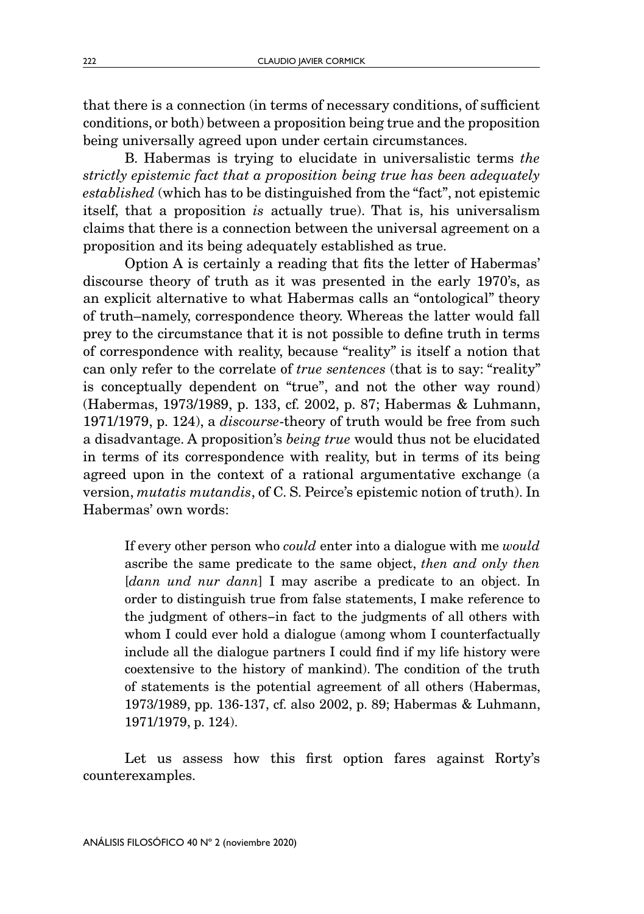that there is a connection (in terms of necessary conditions, of sufficient conditions, or both) between a proposition being true and the proposition being universally agreed upon under certain circumstances.

B. Habermas is trying to elucidate in universalistic terms *the strictly epistemic fact that a proposition being true has been adequately established* (which has to be distinguished from the "fact", not epistemic itself, that a proposition *is* actually true). That is, his universalism claims that there is a connection between the universal agreement on a proposition and its being adequately established as true.

Option A is certainly a reading that fits the letter of Habermas' discourse theory of truth as it was presented in the early 1970's, as an explicit alternative to what Habermas calls an "ontological" theory of truth–namely, correspondence theory. Whereas the latter would fall prey to the circumstance that it is not possible to define truth in terms of correspondence with reality, because "reality" is itself a notion that can only refer to the correlate of *true sentences* (that is to say: "reality" is conceptually dependent on "true", and not the other way round) (Habermas, 1973/1989, p. 133, cf. 2002, p. 87; Habermas & Luhmann, 1971/1979, p. 124), a *discourse*-theory of truth would be free from such a disadvantage. A proposition's *being true* would thus not be elucidated in terms of its correspondence with reality, but in terms of its being agreed upon in the context of a rational argumentative exchange (a version, *mutatis mutandis*, of C. S. Peirce's epistemic notion of truth). In Habermas' own words:

> If every other person who *could* enter into a dialogue with me *would* ascribe the same predicate to the same object, *then and only then* [*dann und nur dann*] I may ascribe a predicate to an object. In order to distinguish true from false statements, I make reference to the judgment of others–in fact to the judgments of all others with whom I could ever hold a dialogue (among whom I counterfactually include all the dialogue partners I could find if my life history were coextensive to the history of mankind). The condition of the truth of statements is the potential agreement of all others (Habermas, 1973/1989, pp. 136-137, cf. also 2002, p. 89; Habermas & Luhmann, 1971/1979, p. 124).

Let us assess how this first option fares against Rorty's counterexamples.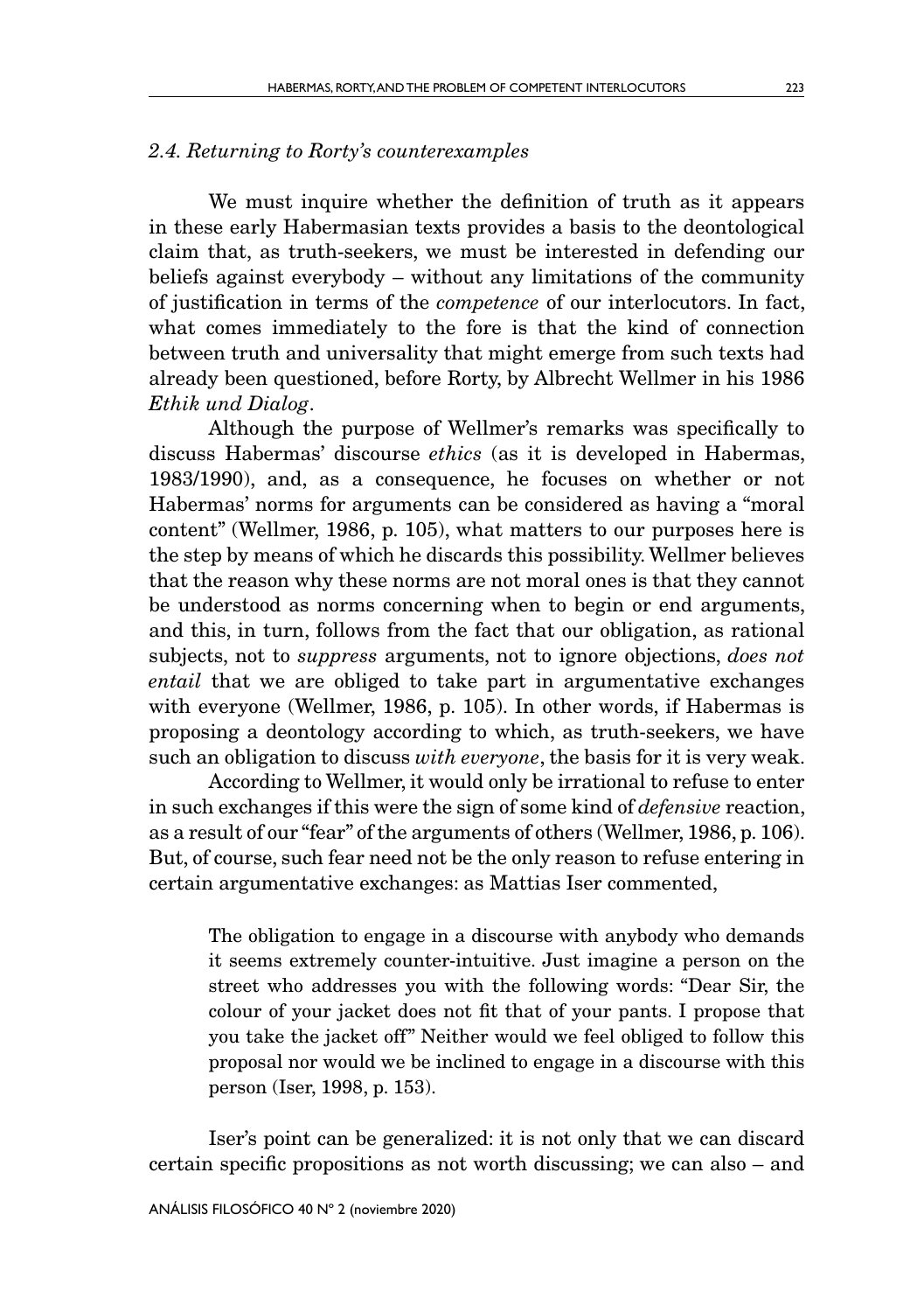### *2.4. Returning to Rorty's counterexamples*

We must inquire whether the definition of truth as it appears in these early Habermasian texts provides a basis to the deontological claim that, as truth-seekers, we must be interested in defending our beliefs against everybody – without any limitations of the community of justification in terms of the *competence* of our interlocutors. In fact, what comes immediately to the fore is that the kind of connection between truth and universality that might emerge from such texts had already been questioned, before Rorty, by Albrecht Wellmer in his 1986 *Ethik und Dialog*.

Although the purpose of Wellmer's remarks was specifically to discuss Habermas' discourse *ethics* (as it is developed in Habermas, 1983/1990), and, as a consequence, he focuses on whether or not Habermas' norms for arguments can be considered as having a "moral content" (Wellmer, 1986, p. 105), what matters to our purposes here is the step by means of which he discards this possibility. Wellmer believes that the reason why these norms are not moral ones is that they cannot be understood as norms concerning when to begin or end arguments, and this, in turn, follows from the fact that our obligation, as rational subjects, not to *suppress* arguments, not to ignore objections, *does not entail* that we are obliged to take part in argumentative exchanges with everyone (Wellmer, 1986, p. 105). In other words, if Habermas is proposing a deontology according to which, as truth-seekers, we have such an obligation to discuss *with everyone*, the basis for it is very weak.

According to Wellmer, it would only be irrational to refuse to enter in such exchanges if this were the sign of some kind of *defensive* reaction, as a result of our "fear" of the arguments of others (Wellmer, 1986, p. 106). But, of course, such fear need not be the only reason to refuse entering in certain argumentative exchanges: as Mattias Iser commented,

> The obligation to engage in a discourse with anybody who demands it seems extremely counter-intuitive. Just imagine a person on the street who addresses you with the following words: "Dear Sir, the colour of your jacket does not fit that of your pants. I propose that you take the jacket off" Neither would we feel obliged to follow this proposal nor would we be inclined to engage in a discourse with this person (Iser, 1998, p. 153).

Iser's point can be generalized: it is not only that we can discard certain specific propositions as not worth discussing; we can also – and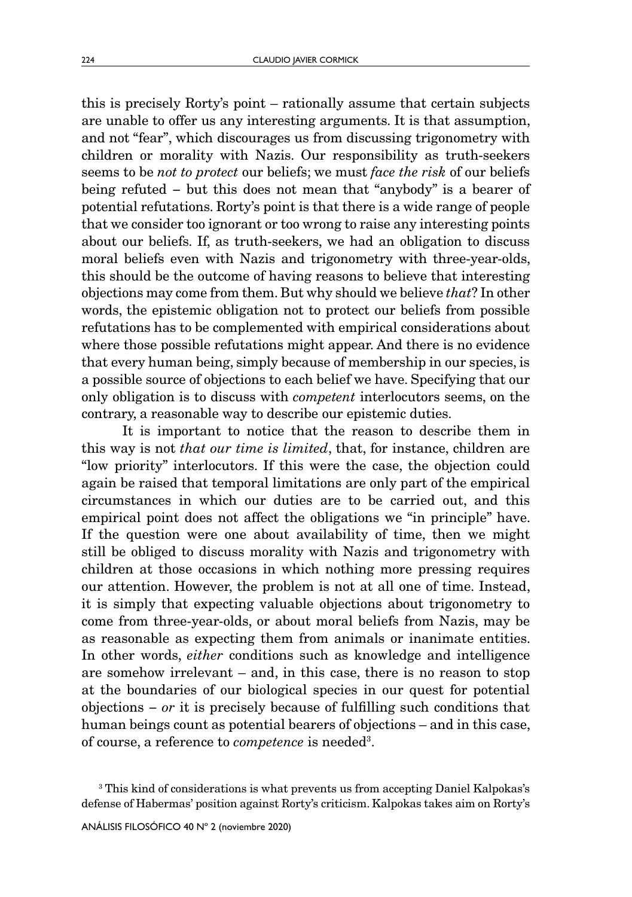this is precisely Rorty's point – rationally assume that certain subjects are unable to offer us any interesting arguments. It is that assumption, and not "fear", which discourages us from discussing trigonometry with children or morality with Nazis. Our responsibility as truth-seekers seems to be *not to protect* our beliefs; we must *face the risk* of our beliefs being refuted – but this does not mean that "anybody" is a bearer of potential refutations. Rorty's point is that there is a wide range of people that we consider too ignorant or too wrong to raise any interesting points about our beliefs. If, as truth-seekers, we had an obligation to discuss moral beliefs even with Nazis and trigonometry with three-year-olds, this should be the outcome of having reasons to believe that interesting objections may come from them. But why should we believe *that*? In other words, the epistemic obligation not to protect our beliefs from possible refutations has to be complemented with empirical considerations about where those possible refutations might appear. And there is no evidence that every human being, simply because of membership in our species, is a possible source of objections to each belief we have. Specifying that our only obligation is to discuss with *competent* interlocutors seems, on the contrary, a reasonable way to describe our epistemic duties.

It is important to notice that the reason to describe them in this way is not *that our time is limited*, that, for instance, children are "low priority" interlocutors. If this were the case, the objection could again be raised that temporal limitations are only part of the empirical circumstances in which our duties are to be carried out, and this empirical point does not affect the obligations we "in principle" have. If the question were one about availability of time, then we might still be obliged to discuss morality with Nazis and trigonometry with children at those occasions in which nothing more pressing requires our attention. However, the problem is not at all one of time. Instead, it is simply that expecting valuable objections about trigonometry to come from three-year-olds, or about moral beliefs from Nazis, may be as reasonable as expecting them from animals or inanimate entities. In other words, *either* conditions such as knowledge and intelligence are somehow irrelevant – and, in this case, there is no reason to stop at the boundaries of our biological species in our quest for potential objections – *or* it is precisely because of fulfilling such conditions that human beings count as potential bearers of objections – and in this case, of course, a reference to *competence* is needed[3].

[3] This kind of considerations is what prevents us from accepting Daniel Kalpokas's defense of Habermas' position against Rorty's criticism. Kalpokas takes aim on Rorty's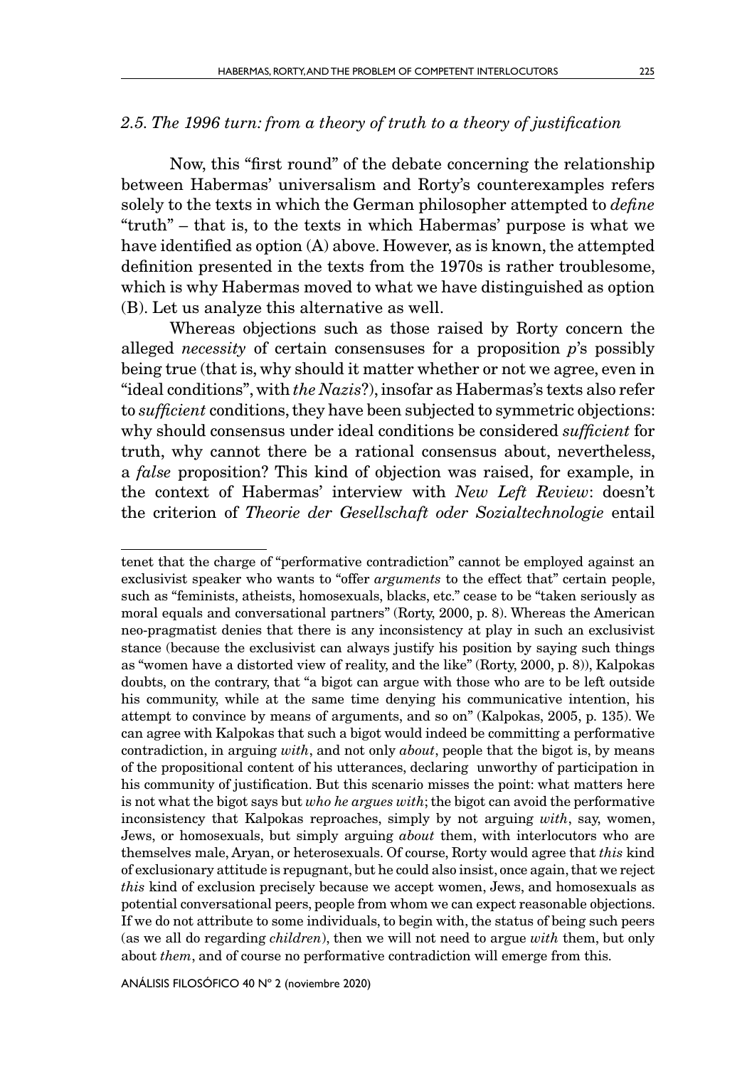### *2.5. The 1996 turn: from a theory of truth to a theory of justification*

Now, this "first round" of the debate concerning the relationship between Habermas' universalism and Rorty's counterexamples refers solely to the texts in which the German philosopher attempted to *define* "truth" – that is, to the texts in which Habermas' purpose is what we have identified as option (A) above. However, as is known, the attempted definition presented in the texts from the 1970s is rather troublesome, which is why Habermas moved to what we have distinguished as option (B). Let us analyze this alternative as well.

Whereas objections such as those raised by Rorty concern the alleged *necessity* of certain consensuses for a proposition *p*'s possibly being true (that is, why should it matter whether or not we agree, even in "ideal conditions", with *the Nazis*?), insofar as Habermas's texts also refer to *sufficient* conditions, they have been subjected to symmetric objections: why should consensus under ideal conditions be considered *sufficient* for truth, why cannot there be a rational consensus about, nevertheless, a *false* proposition? This kind of objection was raised, for example, in the context of Habermas' interview with *New Left Review*: doesn't the criterion of *Theorie der Gesellschaft oder Sozialtechnologie* entail

---

tenet that the charge of "performative contradiction" cannot be employed against an exclusivist speaker who wants to "offer *arguments* to the effect that" certain people, such as "feminists, atheists, homosexuals, blacks, etc." cease to be "taken seriously as moral equals and conversational partners" (Rorty, 2000, p. 8). Whereas the American neo-pragmatist denies that there is any inconsistency at play in such an exclusivist stance (because the exclusivist can always justify his position by saying such things as "women have a distorted view of reality, and the like" (Rorty, 2000, p. 8)), Kalpokas doubts, on the contrary, that "a bigot can argue with those who are to be left outside his community, while at the same time denying his communicative intention, his attempt to convince by means of arguments, and so on" (Kalpokas, 2005, p. 135). We can agree with Kalpokas that such a bigot would indeed be committing a performative contradiction, in arguing *with*, and not only *about*, people that the bigot is, by means of the propositional content of his utterances, declaring unworthy of participation in his community of justification. But this scenario misses the point: what matters here is not what the bigot says but *who he argues with*; the bigot can avoid the performative inconsistency that Kalpokas reproaches, simply by not arguing *with*, say, women, Jews, or homosexuals, but simply arguing *about* them, with interlocutors who are themselves male, Aryan, or heterosexuals. Of course, Rorty would agree that *this* kind of exclusionary attitude is repugnant, but he could also insist, once again, that we reject *this* kind of exclusion precisely because we accept women, Jews, and homosexuals as potential conversational peers, people from whom we can expect reasonable objections. If we do not attribute to some individuals, to begin with, the status of being such peers (as we all do regarding *children*), then we will not need to argue *with* them, but only about *them*, and of course no performative contradiction will emerge from this.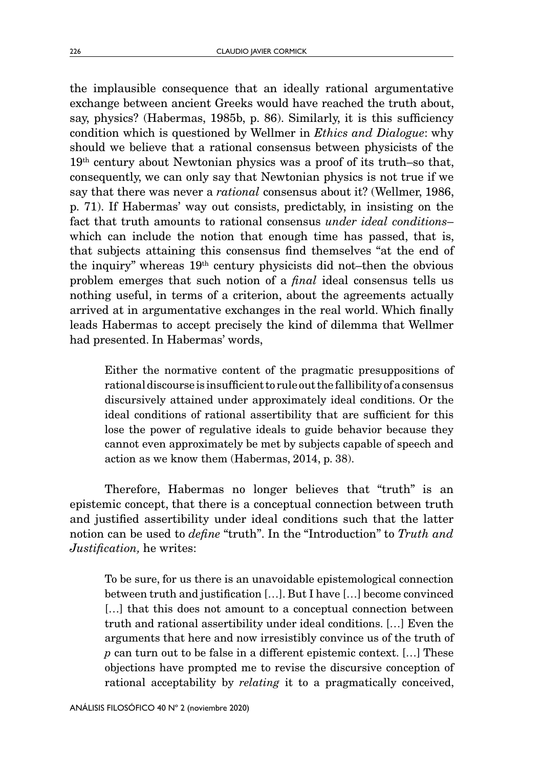the implausible consequence that an ideally rational argumentative exchange between ancient Greeks would have reached the truth about, say, physics? (Habermas, 1985b, p. 86). Similarly, it is this sufficiency condition which is questioned by Wellmer in *Ethics and Dialogue*: why should we believe that a rational consensus between physicists of the 19th century about Newtonian physics was a proof of its truth–so that, consequently, we can only say that Newtonian physics is not true if we say that there was never a *rational* consensus about it? (Wellmer, 1986, p. 71). If Habermas' way out consists, predictably, in insisting on the fact that truth amounts to rational consensus *under ideal conditions*– which can include the notion that enough time has passed, that is, that subjects attaining this consensus find themselves "at the end of the inquiry" whereas 19th century physicists did not–then the obvious problem emerges that such notion of a *final* ideal consensus tells us nothing useful, in terms of a criterion, about the agreements actually arrived at in argumentative exchanges in the real world. Which finally leads Habermas to accept precisely the kind of dilemma that Wellmer had presented. In Habermas' words,

> Either the normative content of the pragmatic presuppositions of rational discourse is insufficient to rule out the fallibility of a consensus discursively attained under approximately ideal conditions. Or the ideal conditions of rational assertibility that are sufficient for this lose the power of regulative ideals to guide behavior because they cannot even approximately be met by subjects capable of speech and action as we know them (Habermas, 2014, p. 38).

Therefore, Habermas no longer believes that "truth" is an epistemic concept, that there is a conceptual connection between truth and justified assertibility under ideal conditions such that the latter notion can be used to *define* "truth". In the "Introduction" to *Truth and Justification,* he writes:

> To be sure, for us there is an unavoidable epistemological connection between truth and justification […]. But I have […] become convinced […] that this does not amount to a conceptual connection between truth and rational assertibility under ideal conditions. […] Even the arguments that here and now irresistibly convince us of the truth of *p* can turn out to be false in a different epistemic context. […] These objections have prompted me to revise the discursive conception of rational acceptability by *relating* it to a pragmatically conceived,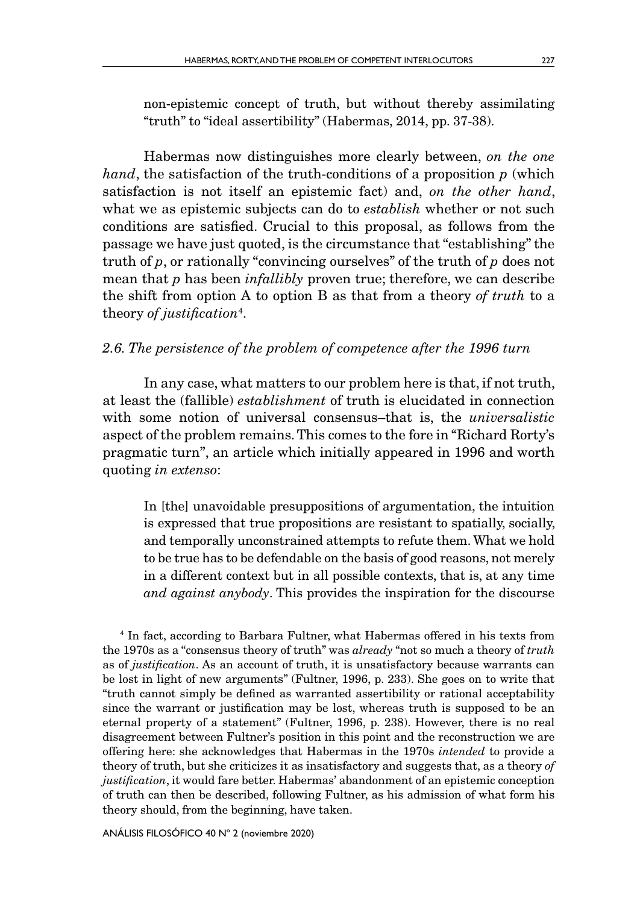non-epistemic concept of truth, but without thereby assimilating "truth" to "ideal assertibility" (Habermas, 2014, pp. 37-38).

Habermas now distinguishes more clearly between, *on the one hand*, the satisfaction of the truth-conditions of a proposition *p* (which satisfaction is not itself an epistemic fact) and, *on the other hand*, what we as epistemic subjects can do to *establish* whether or not such conditions are satisfied. Crucial to this proposal, as follows from the passage we have just quoted, is the circumstance that "establishing" the truth of *p*, or rationally "convincing ourselves" of the truth of *p* does not mean that *p* has been *infallibly* proven true; therefore, we can describe the shift from option A to option B as that from a theory *of truth* to a theory *of justification*[4].

### *2.6. The persistence of the problem of competence after the 1996 turn*

In any case, what matters to our problem here is that, if not truth, at least the (fallible) *establishment* of truth is elucidated in connection with some notion of universal consensus–that is, the *universalistic* aspect of the problem remains. This comes to the fore in "Richard Rorty's pragmatic turn", an article which initially appeared in 1996 and worth quoting *in extenso*:

> In [the] unavoidable presuppositions of argumentation, the intuition is expressed that true propositions are resistant to spatially, socially, and temporally unconstrained attempts to refute them. What we hold to be true has to be defendable on the basis of good reasons, not merely in a different context but in all possible contexts, that is, at any time *and against anybody*. This provides the inspiration for the discourse

[4] In fact, according to Barbara Fultner, what Habermas offered in his texts from the 1970s as a "consensus theory of truth" was *already* "not so much a theory of *truth* as of *justification*. As an account of truth, it is unsatisfactory because warrants can be lost in light of new arguments" (Fultner, 1996, p. 233). She goes on to write that "truth cannot simply be defined as warranted assertibility or rational acceptability since the warrant or justification may be lost, whereas truth is supposed to be an eternal property of a statement" (Fultner, 1996, p. 238). However, there is no real disagreement between Fultner's position in this point and the reconstruction we are offering here: she acknowledges that Habermas in the 1970s *intended* to provide a theory of truth, but she criticizes it as insatisfactory and suggests that, as a theory *of justification*, it would fare better. Habermas' abandonment of an epistemic conception of truth can then be described, following Fultner, as his admission of what form his theory should, from the beginning, have taken.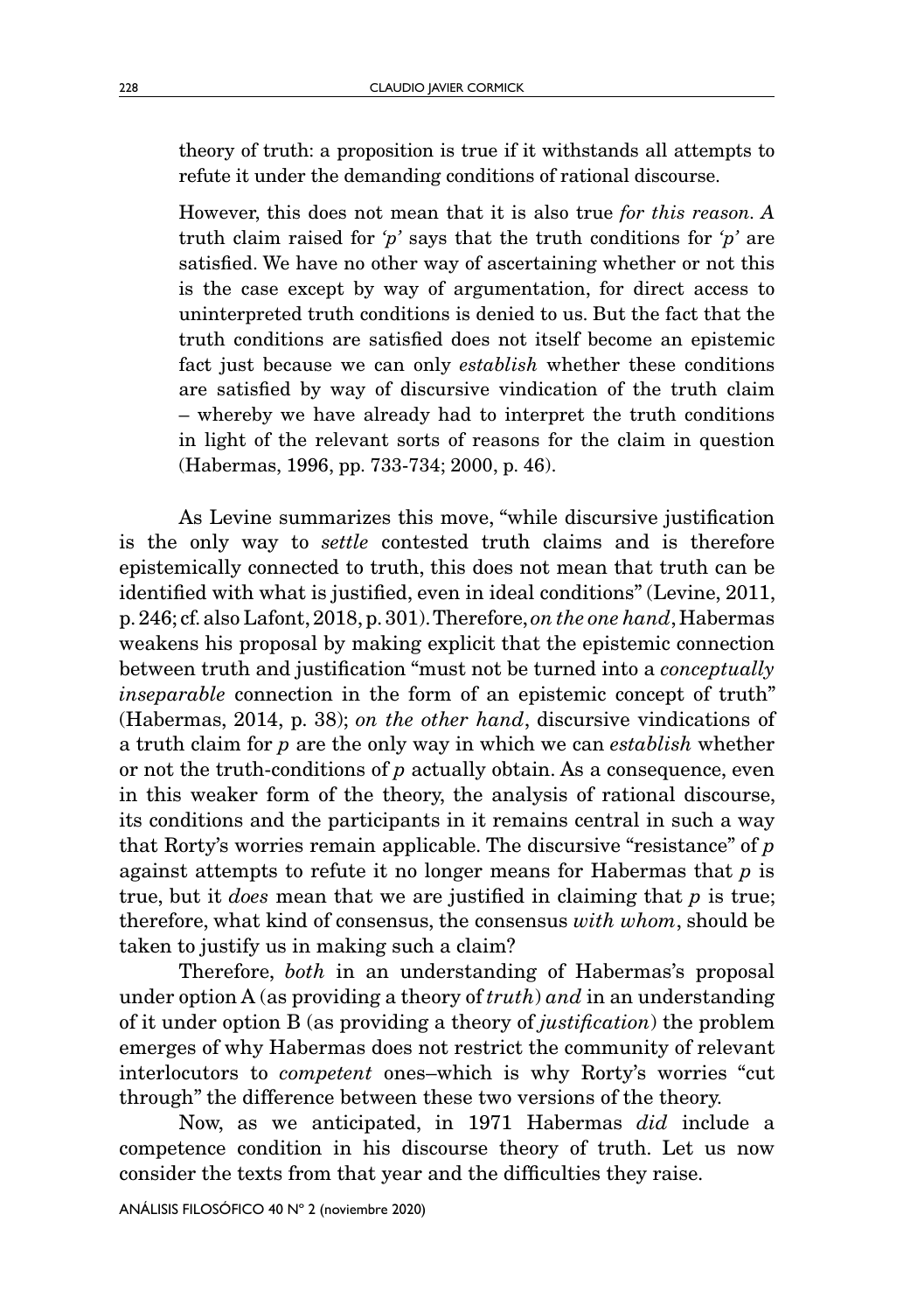> theory of truth: a proposition is true if it withstands all attempts to refute it under the demanding conditions of rational discourse.
>
> However, this does not mean that it is also true *for this reason*. A truth claim raised for *'p'* says that the truth conditions for *'p'* are satisfied. We have no other way of ascertaining whether or not this is the case except by way of argumentation, for direct access to uninterpreted truth conditions is denied to us. But the fact that the truth conditions are satisfied does not itself become an epistemic fact just because we can only *establish* whether these conditions are satisfied by way of discursive vindication of the truth claim – whereby we have already had to interpret the truth conditions in light of the relevant sorts of reasons for the claim in question (Habermas, 1996, pp. 733-734; 2000, p. 46).

As Levine summarizes this move, "while discursive justification is the only way to *settle* contested truth claims and is therefore epistemically connected to truth, this does not mean that truth can be identified with what is justified, even in ideal conditions" (Levine, 2011, p. 246; cf. also Lafont, 2018, p. 301). Therefore, *on the one hand*, Habermas weakens his proposal by making explicit that the epistemic connection between truth and justification "must not be turned into a *conceptually inseparable* connection in the form of an epistemic concept of truth" (Habermas, 2014, p. 38); *on the other hand*, discursive vindications of a truth claim for *p* are the only way in which we can *establish* whether or not the truth-conditions of *p* actually obtain. As a consequence, even in this weaker form of the theory, the analysis of rational discourse, its conditions and the participants in it remains central in such a way that Rorty's worries remain applicable. The discursive "resistance" of *p* against attempts to refute it no longer means for Habermas that *p* is true, but it *does* mean that we are justified in claiming that *p* is true; therefore, what kind of consensus, the consensus *with whom*, should be taken to justify us in making such a claim?

Therefore, *both* in an understanding of Habermas's proposal under option A (as providing a theory of *truth*) *and* in an understanding of it under option B (as providing a theory of *justification*) the problem emerges of why Habermas does not restrict the community of relevant interlocutors to *competent* ones–which is why Rorty's worries "cut through" the difference between these two versions of the theory.

Now, as we anticipated, in 1971 Habermas *did* include a competence condition in his discourse theory of truth. Let us now consider the texts from that year and the difficulties they raise.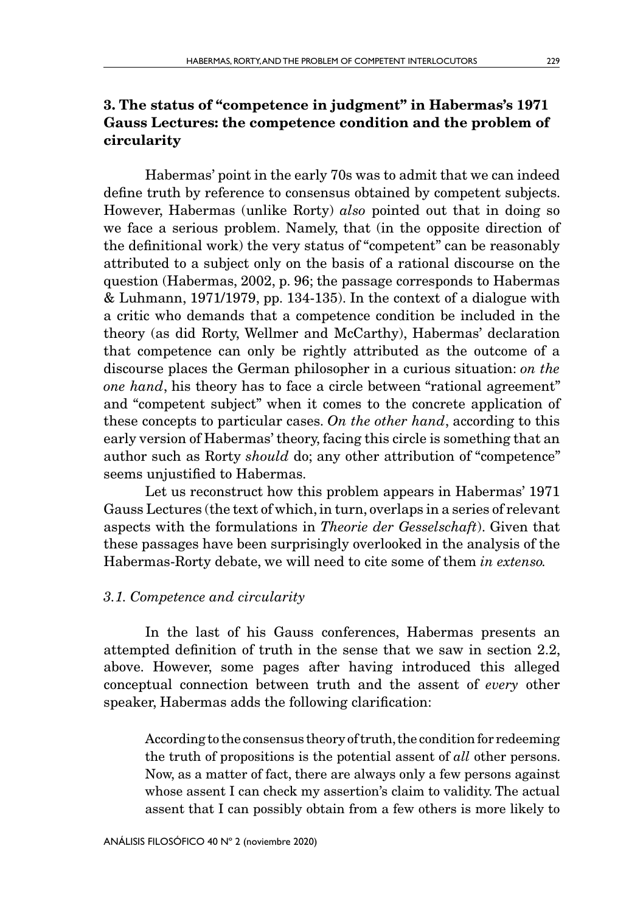## 3. The status of "competence in judgment" in Habermas's 1971 Gauss Lectures: the competence condition and the problem of circularity

Habermas' point in the early 70s was to admit that we can indeed define truth by reference to consensus obtained by competent subjects. However, Habermas (unlike Rorty) *also* pointed out that in doing so we face a serious problem. Namely, that (in the opposite direction of the definitional work) the very status of "competent" can be reasonably attributed to a subject only on the basis of a rational discourse on the question (Habermas, 2002, p. 96; the passage corresponds to Habermas & Luhmann, 1971/1979, pp. 134-135). In the context of a dialogue with a critic who demands that a competence condition be included in the theory (as did Rorty, Wellmer and McCarthy), Habermas' declaration that competence can only be rightly attributed as the outcome of a discourse places the German philosopher in a curious situation: *on the one hand*, his theory has to face a circle between "rational agreement" and "competent subject" when it comes to the concrete application of these concepts to particular cases. *On the other hand*, according to this early version of Habermas' theory, facing this circle is something that an author such as Rorty *should* do; any other attribution of "competence" seems unjustified to Habermas.

Let us reconstruct how this problem appears in Habermas' 1971 Gauss Lectures (the text of which, in turn, overlaps in a series of relevant aspects with the formulations in *Theorie der Gesselschaft*). Given that these passages have been surprisingly overlooked in the analysis of the Habermas-Rorty debate, we will need to cite some of them *in extenso.*

### *3.1. Competence and circularity*

In the last of his Gauss conferences, Habermas presents an attempted definition of truth in the sense that we saw in section 2.2, above. However, some pages after having introduced this alleged conceptual connection between truth and the assent of *every* other speaker, Habermas adds the following clarification:

> According to the consensus theory of truth, the condition for redeeming the truth of propositions is the potential assent of *all* other persons. Now, as a matter of fact, there are always only a few persons against whose assent I can check my assertion's claim to validity. The actual assent that I can possibly obtain from a few others is more likely to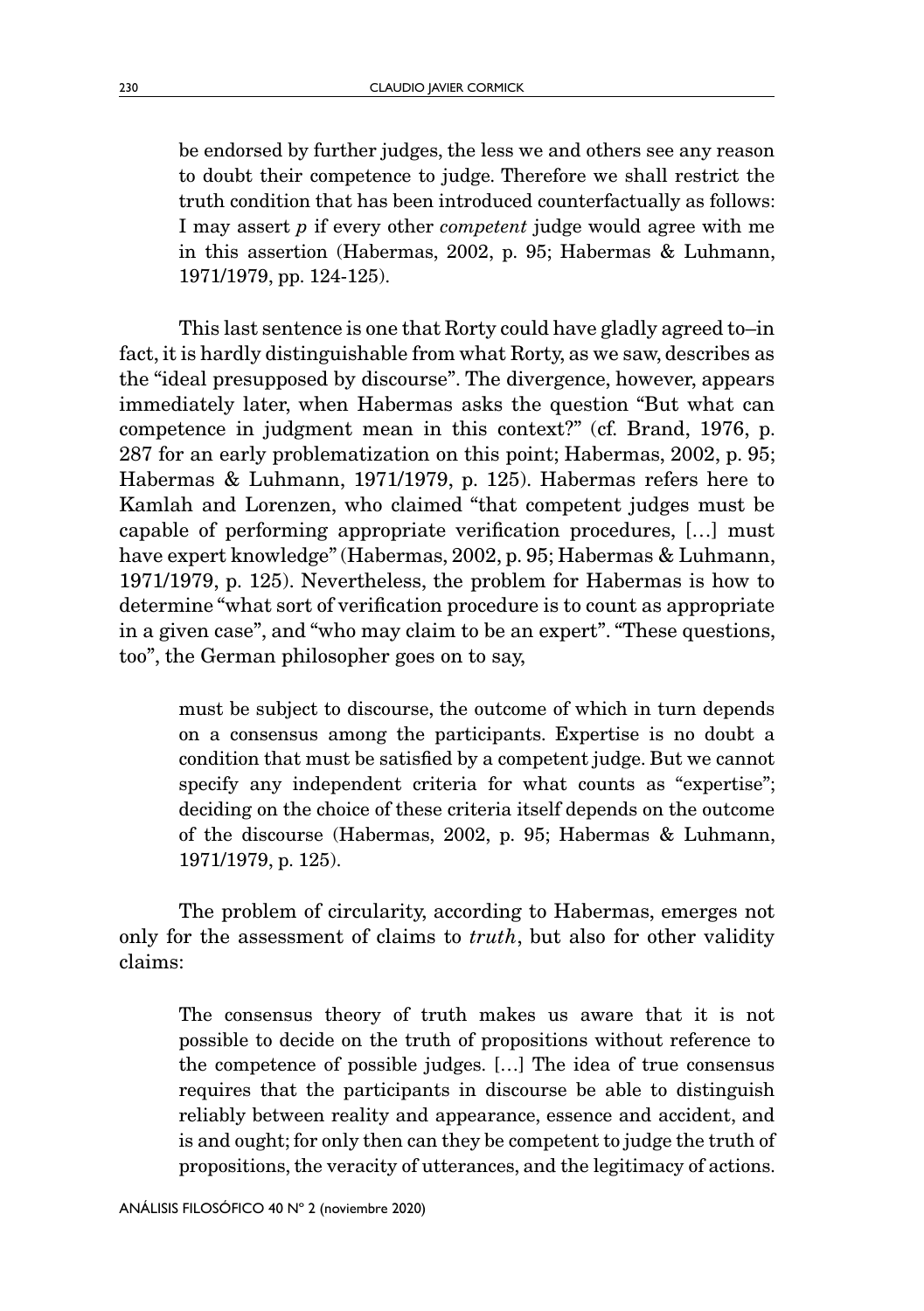> be endorsed by further judges, the less we and others see any reason to doubt their competence to judge. Therefore we shall restrict the truth condition that has been introduced counterfactually as follows: I may assert *p* if every other *competent* judge would agree with me in this assertion (Habermas, 2002, p. 95; Habermas & Luhmann, 1971/1979, pp. 124-125).

This last sentence is one that Rorty could have gladly agreed to–in fact, it is hardly distinguishable from what Rorty, as we saw, describes as the "ideal presupposed by discourse". The divergence, however, appears immediately later, when Habermas asks the question "But what can competence in judgment mean in this context?" (cf. Brand, 1976, p. 287 for an early problematization on this point; Habermas, 2002, p. 95; Habermas & Luhmann, 1971/1979, p. 125). Habermas refers here to Kamlah and Lorenzen, who claimed "that competent judges must be capable of performing appropriate verification procedures, […] must have expert knowledge" (Habermas, 2002, p. 95; Habermas & Luhmann, 1971/1979, p. 125). Nevertheless, the problem for Habermas is how to determine "what sort of verification procedure is to count as appropriate in a given case", and "who may claim to be an expert". "These questions, too", the German philosopher goes on to say,

> must be subject to discourse, the outcome of which in turn depends on a consensus among the participants. Expertise is no doubt a condition that must be satisfied by a competent judge. But we cannot specify any independent criteria for what counts as "expertise"; deciding on the choice of these criteria itself depends on the outcome of the discourse (Habermas, 2002, p. 95; Habermas & Luhmann, 1971/1979, p. 125).

The problem of circularity, according to Habermas, emerges not only for the assessment of claims to *truth*, but also for other validity claims:

> The consensus theory of truth makes us aware that it is not possible to decide on the truth of propositions without reference to the competence of possible judges. […] The idea of true consensus requires that the participants in discourse be able to distinguish reliably between reality and appearance, essence and accident, and is and ought; for only then can they be competent to judge the truth of propositions, the veracity of utterances, and the legitimacy of actions.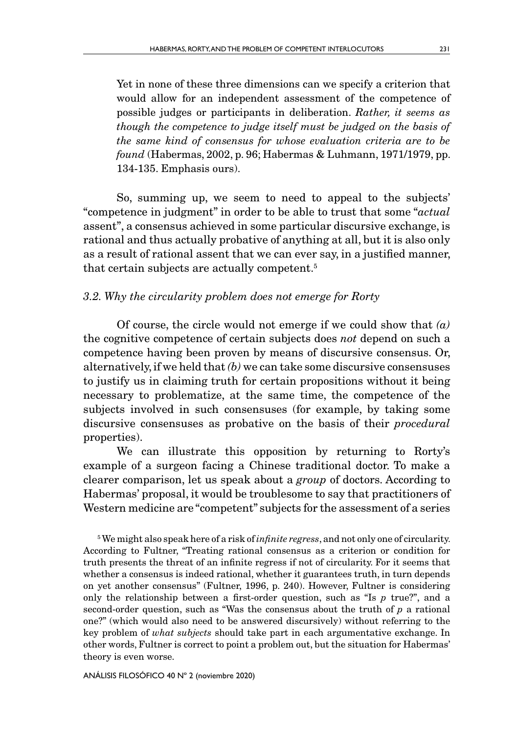> Yet in none of these three dimensions can we specify a criterion that would allow for an independent assessment of the competence of possible judges or participants in deliberation. *Rather, it seems as though the competence to judge itself must be judged on the basis of the same kind of consensus for whose evaluation criteria are to be found* (Habermas, 2002, p. 96; Habermas & Luhmann, 1971/1979, pp. 134-135. Emphasis ours).

So, summing up, we seem to need to appeal to the subjects' "competence in judgment" in order to be able to trust that some "*actual* assent", a consensus achieved in some particular discursive exchange, is rational and thus actually probative of anything at all, but it is also only as a result of rational assent that we can ever say, in a justified manner, that certain subjects are actually competent.[5]

### *3.2. Why the circularity problem does not emerge for Rorty*

Of course, the circle would not emerge if we could show that *(a)* the cognitive competence of certain subjects does *not* depend on such a competence having been proven by means of discursive consensus. Or, alternatively, if we held that *(b)* we can take some discursive consensuses to justify us in claiming truth for certain propositions without it being necessary to problematize, at the same time, the competence of the subjects involved in such consensuses (for example, by taking some discursive consensuses as probative on the basis of their *procedural* properties).

We can illustrate this opposition by returning to Rorty's example of a surgeon facing a Chinese traditional doctor. To make a clearer comparison, let us speak about a *group* of doctors. According to Habermas' proposal, it would be troublesome to say that practitioners of Western medicine are "competent" subjects for the assessment of a series

[5] We might also speak here of a risk of *infinite regress*, and not only one of circularity. According to Fultner, "Treating rational consensus as a criterion or condition for truth presents the threat of an infinite regress if not of circularity. For it seems that whether a consensus is indeed rational, whether it guarantees truth, in turn depends on yet another consensus" (Fultner, 1996, p. 240). However, Fultner is considering only the relationship between a first-order question, such as "Is *p* true?", and a second-order question, such as "Was the consensus about the truth of *p* a rational one?" (which would also need to be answered discursively) without referring to the key problem of *what subjects* should take part in each argumentative exchange. In other words, Fultner is correct to point a problem out, but the situation for Habermas' theory is even worse.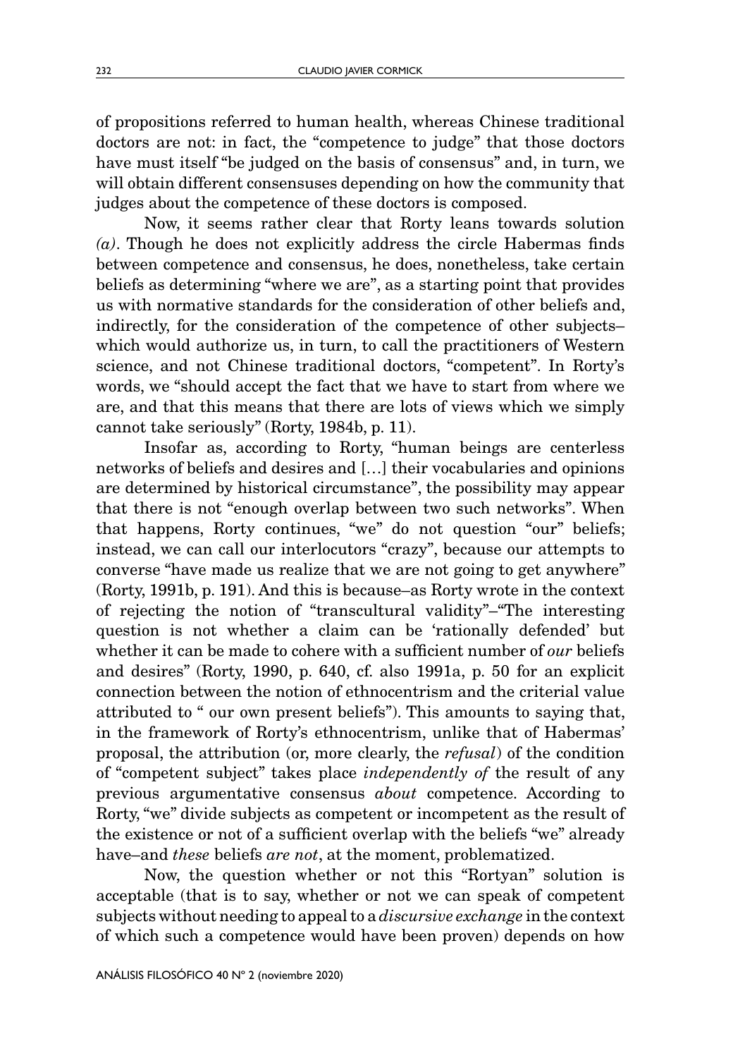of propositions referred to human health, whereas Chinese traditional doctors are not: in fact, the "competence to judge" that those doctors have must itself "be judged on the basis of consensus" and, in turn, we will obtain different consensuses depending on how the community that judges about the competence of these doctors is composed.

Now, it seems rather clear that Rorty leans towards solution *(a)*. Though he does not explicitly address the circle Habermas finds between competence and consensus, he does, nonetheless, take certain beliefs as determining "where we are", as a starting point that provides us with normative standards for the consideration of other beliefs and, indirectly, for the consideration of the competence of other subjects–which would authorize us, in turn, to call the practitioners of Western science, and not Chinese traditional doctors, "competent". In Rorty's words, we "should accept the fact that we have to start from where we are, and that this means that there are lots of views which we simply cannot take seriously" (Rorty, 1984b, p. 11).

Insofar as, according to Rorty, "human beings are centerless networks of beliefs and desires and […] their vocabularies and opinions are determined by historical circumstance", the possibility may appear that there is not "enough overlap between two such networks". When that happens, Rorty continues, "we" do not question "our" beliefs; instead, we can call our interlocutors "crazy", because our attempts to converse "have made us realize that we are not going to get anywhere" (Rorty, 1991b, p. 191). And this is because–as Rorty wrote in the context of rejecting the notion of "transcultural validity"–"The interesting question is not whether a claim can be 'rationally defended' but whether it can be made to cohere with a sufficient number of *our* beliefs and desires" (Rorty, 1990, p. 640, cf. also 1991a, p. 50 for an explicit connection between the notion of ethnocentrism and the criterial value attributed to " our own present beliefs"). This amounts to saying that, in the framework of Rorty's ethnocentrism, unlike that of Habermas' proposal, the attribution (or, more clearly, the *refusal*) of the condition of "competent subject" takes place *independently of* the result of any previous argumentative consensus *about* competence. According to Rorty, "we" divide subjects as competent or incompetent as the result of the existence or not of a sufficient overlap with the beliefs "we" already have–and *these* beliefs *are not*, at the moment, problematized.

Now, the question whether or not this "Rortyan" solution is acceptable (that is to say, whether or not we can speak of competent subjects without needing to appeal to a *discursive exchange* in the context of which such a competence would have been proven) depends on how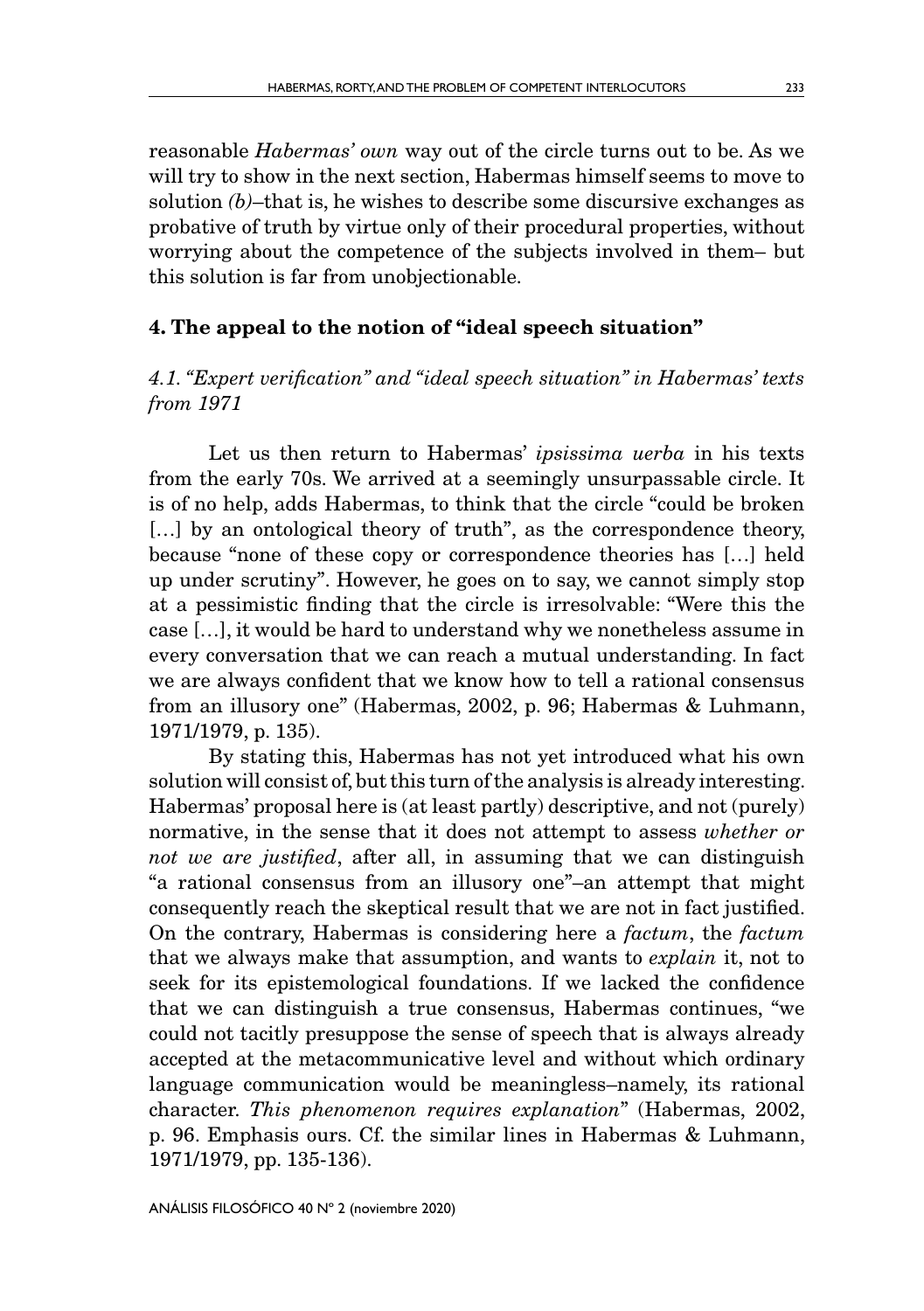reasonable *Habermas' own* way out of the circle turns out to be. As we will try to show in the next section, Habermas himself seems to move to solution *(b)*–that is, he wishes to describe some discursive exchanges as probative of truth by virtue only of their procedural properties, without worrying about the competence of the subjects involved in them– but this solution is far from unobjectionable.

## 4. The appeal to the notion of "ideal speech situation"

### *4.1. "Expert verification" and "ideal speech situation" in Habermas' texts from 1971*

Let us then return to Habermas' *ipsissima uerba* in his texts from the early 70s. We arrived at a seemingly unsurpassable circle. It is of no help, adds Habermas, to think that the circle "could be broken […] by an ontological theory of truth", as the correspondence theory, because "none of these copy or correspondence theories has […] held up under scrutiny". However, he goes on to say, we cannot simply stop at a pessimistic finding that the circle is irresolvable: "Were this the case […], it would be hard to understand why we nonetheless assume in every conversation that we can reach a mutual understanding. In fact we are always confident that we know how to tell a rational consensus from an illusory one" (Habermas, 2002, p. 96; Habermas & Luhmann, 1971/1979, p. 135).

By stating this, Habermas has not yet introduced what his own solution will consist of, but this turn of the analysis is already interesting. Habermas' proposal here is (at least partly) descriptive, and not (purely) normative, in the sense that it does not attempt to assess *whether or not we are justified*, after all, in assuming that we can distinguish "a rational consensus from an illusory one"–an attempt that might consequently reach the skeptical result that we are not in fact justified. On the contrary, Habermas is considering here a *factum*, the *factum* that we always make that assumption, and wants to *explain* it, not to seek for its epistemological foundations. If we lacked the confidence that we can distinguish a true consensus, Habermas continues, "we could not tacitly presuppose the sense of speech that is always already accepted at the metacommunicative level and without which ordinary language communication would be meaningless–namely, its rational character. *This phenomenon requires explanation*" (Habermas, 2002, p. 96. Emphasis ours. Cf. the similar lines in Habermas & Luhmann, 1971/1979, pp. 135-136).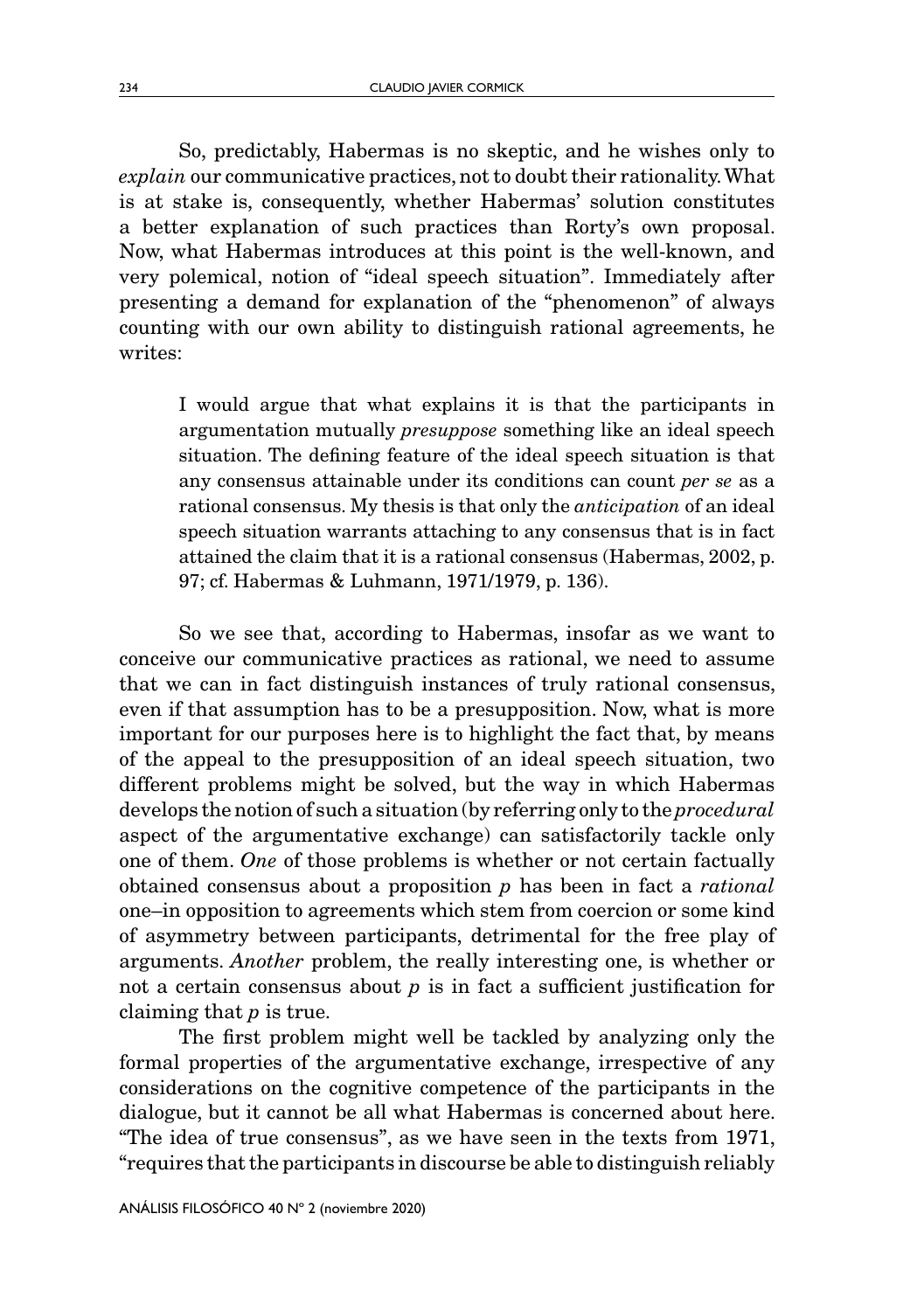So, predictably, Habermas is no skeptic, and he wishes only to *explain* our communicative practices, not to doubt their rationality. What is at stake is, consequently, whether Habermas' solution constitutes a better explanation of such practices than Rorty's own proposal. Now, what Habermas introduces at this point is the well-known, and very polemical, notion of "ideal speech situation". Immediately after presenting a demand for explanation of the "phenomenon" of always counting with our own ability to distinguish rational agreements, he writes:

> I would argue that what explains it is that the participants in argumentation mutually *presuppose* something like an ideal speech situation. The defining feature of the ideal speech situation is that any consensus attainable under its conditions can count *per se* as a rational consensus. My thesis is that only the *anticipation* of an ideal speech situation warrants attaching to any consensus that is in fact attained the claim that it is a rational consensus (Habermas, 2002, p. 97; cf. Habermas & Luhmann, 1971/1979, p. 136).

So we see that, according to Habermas, insofar as we want to conceive our communicative practices as rational, we need to assume that we can in fact distinguish instances of truly rational consensus, even if that assumption has to be a presupposition. Now, what is more important for our purposes here is to highlight the fact that, by means of the appeal to the presupposition of an ideal speech situation, two different problems might be solved, but the way in which Habermas develops the notion of such a situation (by referring only to the *procedural* aspect of the argumentative exchange) can satisfactorily tackle only one of them. *One* of those problems is whether or not certain factually obtained consensus about a proposition *p* has been in fact a *rational* one–in opposition to agreements which stem from coercion or some kind of asymmetry between participants, detrimental for the free play of arguments. *Another* problem, the really interesting one, is whether or not a certain consensus about *p* is in fact a sufficient justification for claiming that *p* is true.

The first problem might well be tackled by analyzing only the formal properties of the argumentative exchange, irrespective of any considerations on the cognitive competence of the participants in the dialogue, but it cannot be all what Habermas is concerned about here. "The idea of true consensus", as we have seen in the texts from 1971, "requires that the participants in discourse be able to distinguish reliably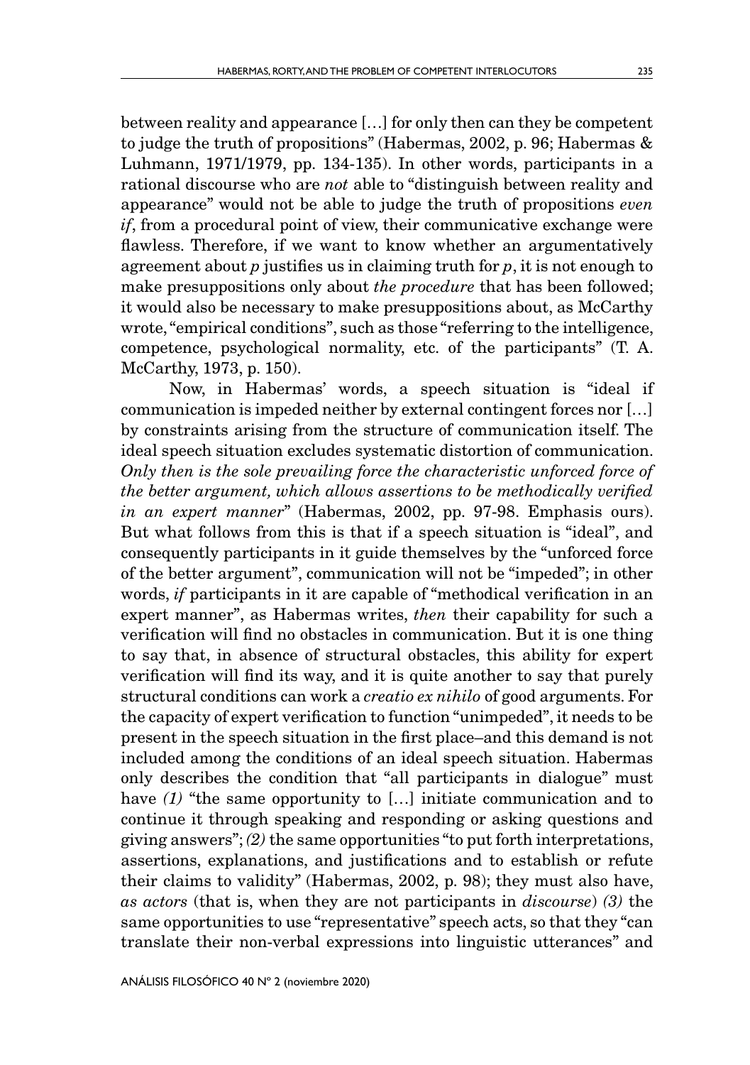between reality and appearance […] for only then can they be competent to judge the truth of propositions" (Habermas, 2002, p. 96; Habermas & Luhmann, 1971/1979, pp. 134-135). In other words, participants in a rational discourse who are *not* able to "distinguish between reality and appearance" would not be able to judge the truth of propositions *even if*, from a procedural point of view, their communicative exchange were flawless. Therefore, if we want to know whether an argumentatively agreement about *p* justifies us in claiming truth for *p*, it is not enough to make presuppositions only about *the procedure* that has been followed; it would also be necessary to make presuppositions about, as McCarthy wrote, "empirical conditions", such as those "referring to the intelligence, competence, psychological normality, etc. of the participants" (T. A. McCarthy, 1973, p. 150).

Now, in Habermas' words, a speech situation is "ideal if communication is impeded neither by external contingent forces nor […] by constraints arising from the structure of communication itself. The ideal speech situation excludes systematic distortion of communication. *Only then is the sole prevailing force the characteristic unforced force of the better argument, which allows assertions to be methodically verified in an expert manner*" (Habermas, 2002, pp. 97-98. Emphasis ours). But what follows from this is that if a speech situation is "ideal", and consequently participants in it guide themselves by the "unforced force of the better argument", communication will not be "impeded"; in other words, *if* participants in it are capable of "methodical verification in an expert manner", as Habermas writes, *then* their capability for such a verification will find no obstacles in communication. But it is one thing to say that, in absence of structural obstacles, this ability for expert verification will find its way, and it is quite another to say that purely structural conditions can work a *creatio ex nihilo* of good arguments. For the capacity of expert verification to function "unimpeded", it needs to be present in the speech situation in the first place–and this demand is not included among the conditions of an ideal speech situation. Habermas only describes the condition that "all participants in dialogue" must have *(1)* "the same opportunity to […] initiate communication and to continue it through speaking and responding or asking questions and giving answers"; *(2)* the same opportunities "to put forth interpretations, assertions, explanations, and justifications and to establish or refute their claims to validity" (Habermas, 2002, p. 98); they must also have, *as actors* (that is, when they are not participants in *discourse*) *(3)* the same opportunities to use "representative" speech acts, so that they "can translate their non-verbal expressions into linguistic utterances" and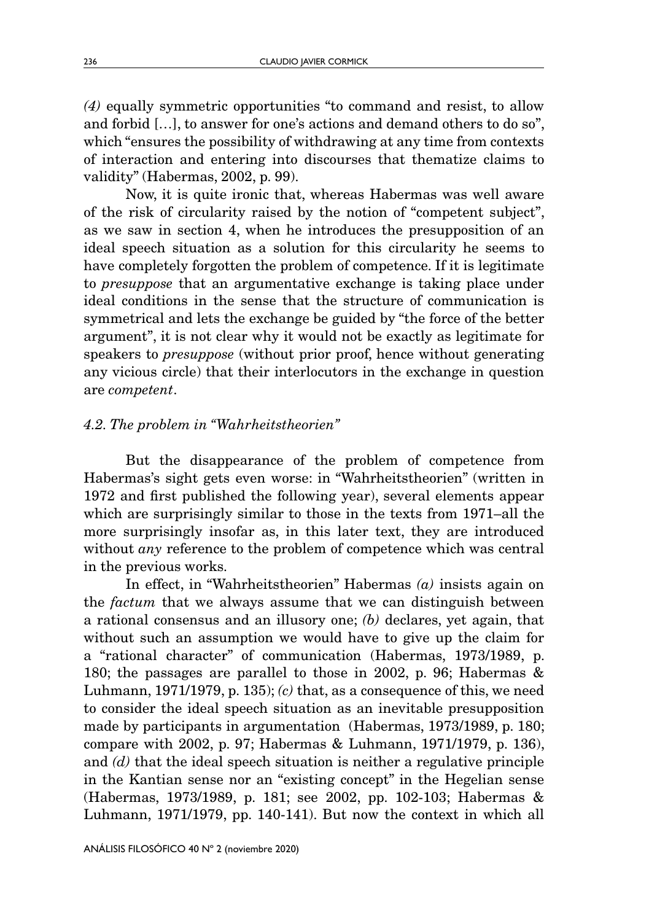*(4)* equally symmetric opportunities "to command and resist, to allow and forbid […], to answer for one's actions and demand others to do so", which "ensures the possibility of withdrawing at any time from contexts of interaction and entering into discourses that thematize claims to validity" (Habermas, 2002, p. 99).

Now, it is quite ironic that, whereas Habermas was well aware of the risk of circularity raised by the notion of "competent subject", as we saw in section 4, when he introduces the presupposition of an ideal speech situation as a solution for this circularity he seems to have completely forgotten the problem of competence. If it is legitimate to *presuppose* that an argumentative exchange is taking place under ideal conditions in the sense that the structure of communication is symmetrical and lets the exchange be guided by "the force of the better argument", it is not clear why it would not be exactly as legitimate for speakers to *presuppose* (without prior proof, hence without generating any vicious circle) that their interlocutors in the exchange in question are *competent*.

### *4.2. The problem in "Wahrheitstheorien"*

But the disappearance of the problem of competence from Habermas's sight gets even worse: in "Wahrheitstheorien" (written in 1972 and first published the following year), several elements appear which are surprisingly similar to those in the texts from 1971–all the more surprisingly insofar as, in this later text, they are introduced without *any* reference to the problem of competence which was central in the previous works.

In effect, in "Wahrheitstheorien" Habermas *(a)* insists again on the *factum* that we always assume that we can distinguish between a rational consensus and an illusory one; *(b)* declares, yet again, that without such an assumption we would have to give up the claim for a "rational character" of communication (Habermas, 1973/1989, p. 180; the passages are parallel to those in 2002, p. 96; Habermas & Luhmann, 1971/1979, p. 135); *(c)* that, as a consequence of this, we need to consider the ideal speech situation as an inevitable presupposition made by participants in argumentation (Habermas, 1973/1989, p. 180; compare with 2002, p. 97; Habermas & Luhmann, 1971/1979, p. 136), and *(d)* that the ideal speech situation is neither a regulative principle in the Kantian sense nor an "existing concept" in the Hegelian sense (Habermas, 1973/1989, p. 181; see 2002, pp. 102-103; Habermas & Luhmann, 1971/1979, pp. 140-141). But now the context in which all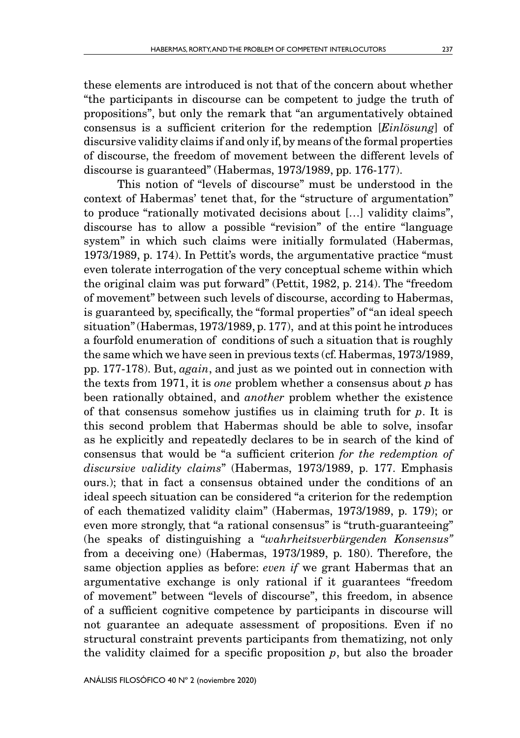these elements are introduced is not that of the concern about whether "the participants in discourse can be competent to judge the truth of propositions", but only the remark that "an argumentatively obtained consensus is a sufficient criterion for the redemption [*Einlösung*] of discursive validity claims if and only if, by means of the formal properties of discourse, the freedom of movement between the different levels of discourse is guaranteed" (Habermas, 1973/1989, pp. 176-177).

This notion of "levels of discourse" must be understood in the context of Habermas' tenet that, for the "structure of argumentation" to produce "rationally motivated decisions about […] validity claims", discourse has to allow a possible "revision" of the entire "language system" in which such claims were initially formulated (Habermas, 1973/1989, p. 174). In Pettit's words, the argumentative practice "must even tolerate interrogation of the very conceptual scheme within which the original claim was put forward" (Pettit, 1982, p. 214). The "freedom of movement" between such levels of discourse, according to Habermas, is guaranteed by, specifically, the "formal properties" of "an ideal speech situation" (Habermas, 1973/1989, p. 177), and at this point he introduces a fourfold enumeration of conditions of such a situation that is roughly the same which we have seen in previous texts (cf. Habermas, 1973/1989, pp. 177-178). But, *again*, and just as we pointed out in connection with the texts from 1971, it is *one* problem whether a consensus about *p* has been rationally obtained, and *another* problem whether the existence of that consensus somehow justifies us in claiming truth for *p*. It is this second problem that Habermas should be able to solve, insofar as he explicitly and repeatedly declares to be in search of the kind of consensus that would be "a sufficient criterion *for the redemption of discursive validity claims*" (Habermas, 1973/1989, p. 177. Emphasis ours.); that in fact a consensus obtained under the conditions of an ideal speech situation can be considered "a criterion for the redemption of each thematized validity claim" (Habermas, 1973/1989, p. 179); or even more strongly, that "a rational consensus" is "truth-guaranteeing" (he speaks of distinguishing a "*wahrheitsverbürgenden Konsensus*" from a deceiving one) (Habermas, 1973/1989, p. 180). Therefore, the same objection applies as before: *even if* we grant Habermas that an argumentative exchange is only rational if it guarantees "freedom of movement" between "levels of discourse", this freedom, in absence of a sufficient cognitive competence by participants in discourse will not guarantee an adequate assessment of propositions. Even if no structural constraint prevents participants from thematizing, not only the validity claimed for a specific proposition *p*, but also the broader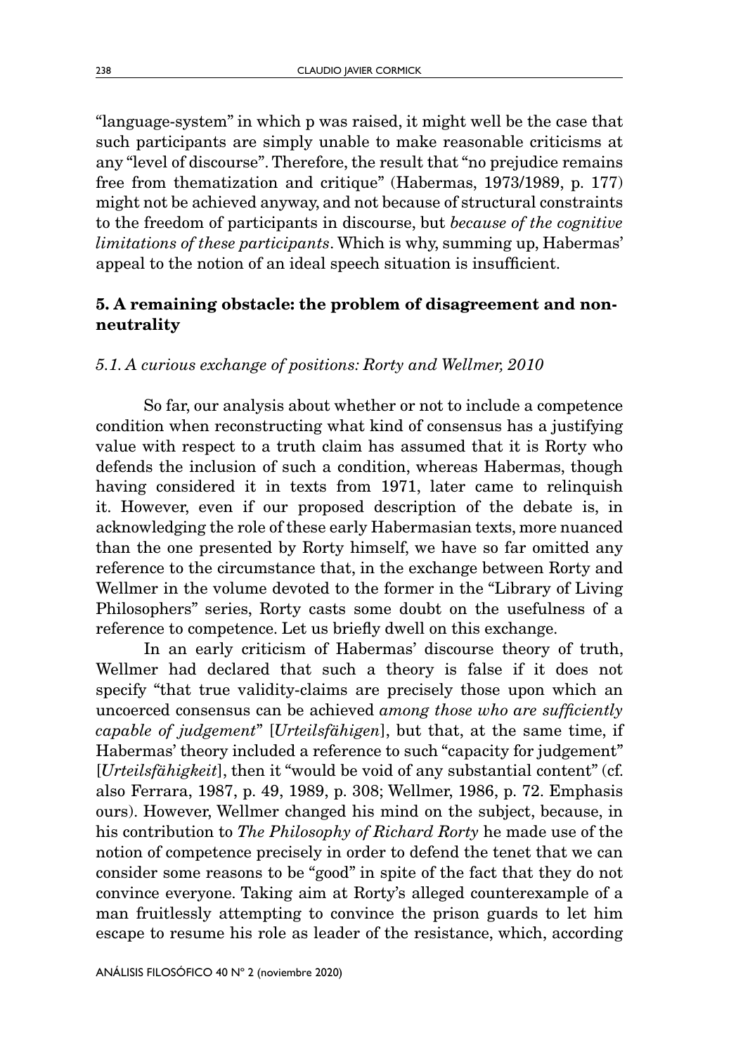"language-system" in which p was raised, it might well be the case that such participants are simply unable to make reasonable criticisms at any "level of discourse". Therefore, the result that "no prejudice remains free from thematization and critique" (Habermas, 1973/1989, p. 177) might not be achieved anyway, and not because of structural constraints to the freedom of participants in discourse, but *because of the cognitive limitations of these participants*. Which is why, summing up, Habermas' appeal to the notion of an ideal speech situation is insufficient.

## 5. A remaining obstacle: the problem of disagreement and non-neutrality

### *5.1. A curious exchange of positions: Rorty and Wellmer, 2010*

So far, our analysis about whether or not to include a competence condition when reconstructing what kind of consensus has a justifying value with respect to a truth claim has assumed that it is Rorty who defends the inclusion of such a condition, whereas Habermas, though having considered it in texts from 1971, later came to relinquish it. However, even if our proposed description of the debate is, in acknowledging the role of these early Habermasian texts, more nuanced than the one presented by Rorty himself, we have so far omitted any reference to the circumstance that, in the exchange between Rorty and Wellmer in the volume devoted to the former in the "Library of Living Philosophers" series, Rorty casts some doubt on the usefulness of a reference to competence. Let us briefly dwell on this exchange.

In an early criticism of Habermas' discourse theory of truth, Wellmer had declared that such a theory is false if it does not specify "that true validity-claims are precisely those upon which an uncoerced consensus can be achieved *among those who are sufficiently capable of judgement*" [*Urteilsfähigen*], but that, at the same time, if Habermas' theory included a reference to such "capacity for judgement" [*Urteilsfähigkeit*], then it "would be void of any substantial content" (cf. also Ferrara, 1987, p. 49, 1989, p. 308; Wellmer, 1986, p. 72. Emphasis ours). However, Wellmer changed his mind on the subject, because, in his contribution to *The Philosophy of Richard Rorty* he made use of the notion of competence precisely in order to defend the tenet that we can consider some reasons to be "good" in spite of the fact that they do not convince everyone. Taking aim at Rorty's alleged counterexample of a man fruitlessly attempting to convince the prison guards to let him escape to resume his role as leader of the resistance, which, according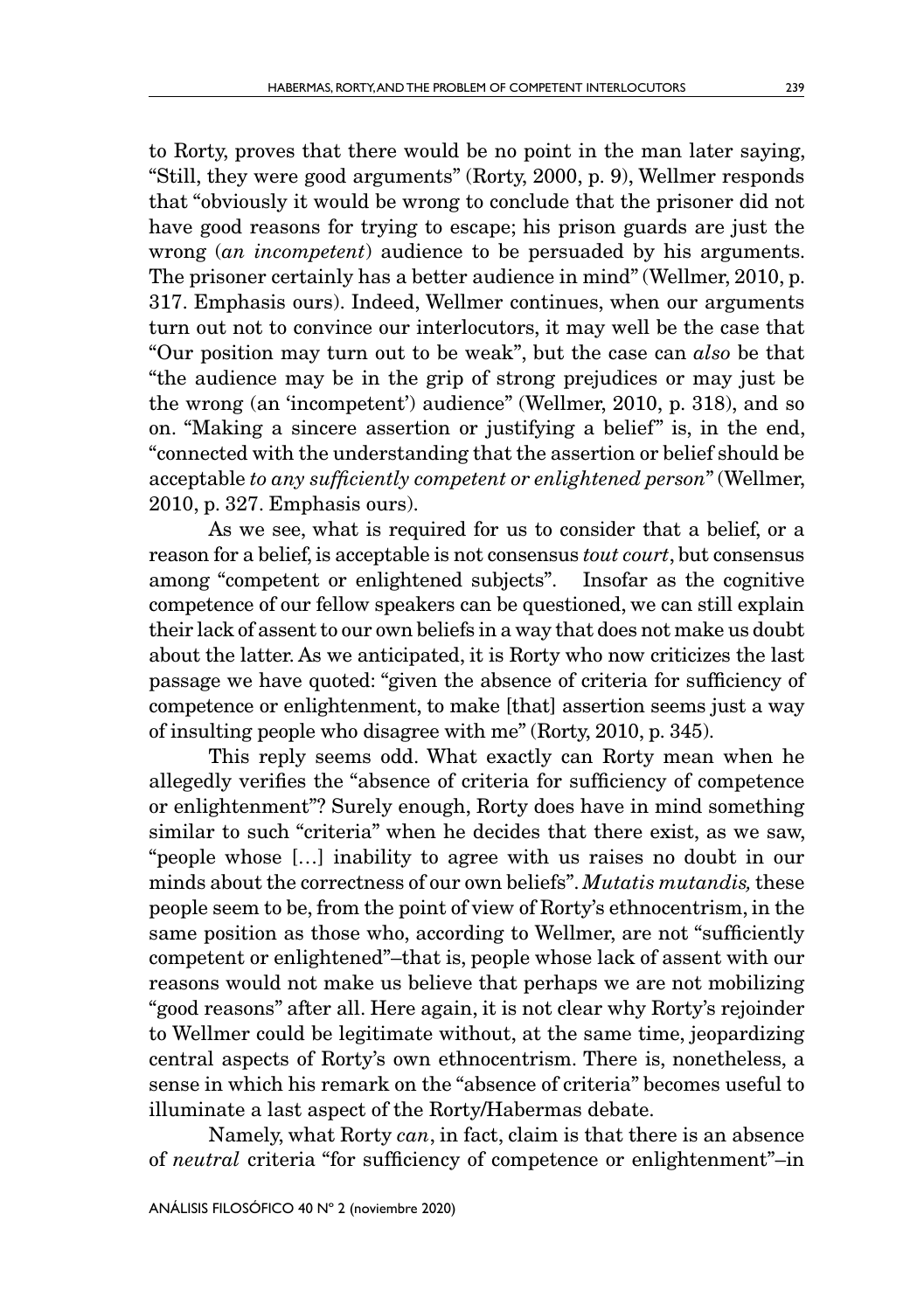to Rorty, proves that there would be no point in the man later saying, "Still, they were good arguments" (Rorty, 2000, p. 9), Wellmer responds that "obviously it would be wrong to conclude that the prisoner did not have good reasons for trying to escape; his prison guards are just the wrong (*an incompetent*) audience to be persuaded by his arguments. The prisoner certainly has a better audience in mind" (Wellmer, 2010, p. 317. Emphasis ours). Indeed, Wellmer continues, when our arguments turn out not to convince our interlocutors, it may well be the case that "Our position may turn out to be weak", but the case can *also* be that "the audience may be in the grip of strong prejudices or may just be the wrong (an 'incompetent') audience" (Wellmer, 2010, p. 318), and so on. "Making a sincere assertion or justifying a belief" is, in the end, "connected with the understanding that the assertion or belief should be acceptable *to any sufficiently competent or enlightened person*" (Wellmer, 2010, p. 327. Emphasis ours).

As we see, what is required for us to consider that a belief, or a reason for a belief, is acceptable is not consensus *tout court*, but consensus among "competent or enlightened subjects". Insofar as the cognitive competence of our fellow speakers can be questioned, we can still explain their lack of assent to our own beliefs in a way that does not make us doubt about the latter. As we anticipated, it is Rorty who now criticizes the last passage we have quoted: "given the absence of criteria for sufficiency of competence or enlightenment, to make [that] assertion seems just a way of insulting people who disagree with me" (Rorty, 2010, p. 345).

This reply seems odd. What exactly can Rorty mean when he allegedly verifies the "absence of criteria for sufficiency of competence or enlightenment"? Surely enough, Rorty does have in mind something similar to such "criteria" when he decides that there exist, as we saw, "people whose […] inability to agree with us raises no doubt in our minds about the correctness of our own beliefs". *Mutatis mutandis,* these people seem to be, from the point of view of Rorty's ethnocentrism, in the same position as those who, according to Wellmer, are not "sufficiently competent or enlightened"–that is, people whose lack of assent with our reasons would not make us believe that perhaps we are not mobilizing "good reasons" after all. Here again, it is not clear why Rorty's rejoinder to Wellmer could be legitimate without, at the same time, jeopardizing central aspects of Rorty's own ethnocentrism. There is, nonetheless, a sense in which his remark on the "absence of criteria" becomes useful to illuminate a last aspect of the Rorty/Habermas debate.

Namely, what Rorty *can*, in fact, claim is that there is an absence of *neutral* criteria "for sufficiency of competence or enlightenment"–in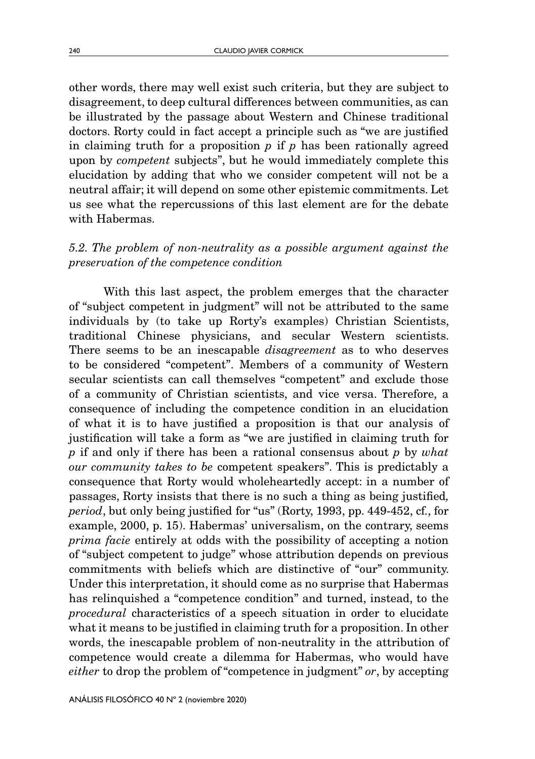other words, there may well exist such criteria, but they are subject to disagreement, to deep cultural differences between communities, as can be illustrated by the passage about Western and Chinese traditional doctors. Rorty could in fact accept a principle such as "we are justified in claiming truth for a proposition *p* if *p* has been rationally agreed upon by *competent* subjects", but he would immediately complete this elucidation by adding that who we consider competent will not be a neutral affair; it will depend on some other epistemic commitments. Let us see what the repercussions of this last element are for the debate with Habermas.

### *5.2. The problem of non-neutrality as a possible argument against the preservation of the competence condition*

With this last aspect, the problem emerges that the character of "subject competent in judgment" will not be attributed to the same individuals by (to take up Rorty's examples) Christian Scientists, traditional Chinese physicians, and secular Western scientists. There seems to be an inescapable *disagreement* as to who deserves to be considered "competent". Members of a community of Western secular scientists can call themselves "competent" and exclude those of a community of Christian scientists, and vice versa. Therefore, a consequence of including the competence condition in an elucidation of what it is to have justified a proposition is that our analysis of justification will take a form as "we are justified in claiming truth for *p* if and only if there has been a rational consensus about *p* by *what our community takes to be* competent speakers". This is predictably a consequence that Rorty would wholeheartedly accept: in a number of passages, Rorty insists that there is no such a thing as being justified*, period*, but only being justified for "us" (Rorty, 1993, pp. 449-452, cf., for example, 2000, p. 15). Habermas' universalism, on the contrary, seems *prima facie* entirely at odds with the possibility of accepting a notion of "subject competent to judge" whose attribution depends on previous commitments with beliefs which are distinctive of "our" community. Under this interpretation, it should come as no surprise that Habermas has relinquished a "competence condition" and turned, instead, to the *procedural* characteristics of a speech situation in order to elucidate what it means to be justified in claiming truth for a proposition. In other words, the inescapable problem of non-neutrality in the attribution of competence would create a dilemma for Habermas, who would have *either* to drop the problem of "competence in judgment" *or*, by accepting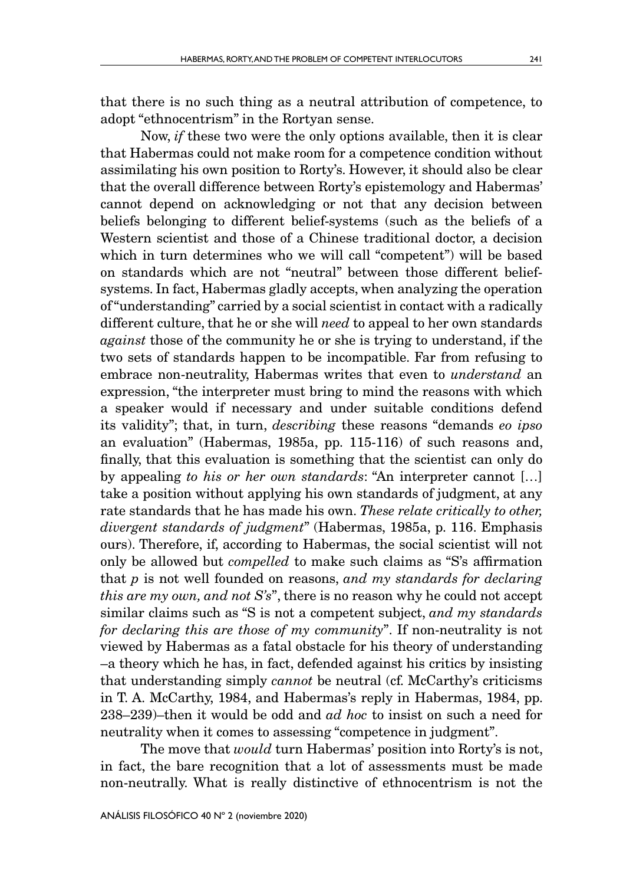that there is no such thing as a neutral attribution of competence, to adopt "ethnocentrism" in the Rortyan sense.

Now, *if* these two were the only options available, then it is clear that Habermas could not make room for a competence condition without assimilating his own position to Rorty's. However, it should also be clear that the overall difference between Rorty's epistemology and Habermas' cannot depend on acknowledging or not that any decision between beliefs belonging to different belief-systems (such as the beliefs of a Western scientist and those of a Chinese traditional doctor, a decision which in turn determines who we will call "competent") will be based on standards which are not "neutral" between those different belief-systems. In fact, Habermas gladly accepts, when analyzing the operation of "understanding" carried by a social scientist in contact with a radically different culture, that he or she will *need* to appeal to her own standards *against* those of the community he or she is trying to understand, if the two sets of standards happen to be incompatible. Far from refusing to embrace non-neutrality, Habermas writes that even to *understand* an expression, "the interpreter must bring to mind the reasons with which a speaker would if necessary and under suitable conditions defend its validity"; that, in turn, *describing* these reasons "demands *eo ipso* an evaluation" (Habermas, 1985a, pp. 115-116) of such reasons and, finally, that this evaluation is something that the scientist can only do by appealing *to his or her own standards*: "An interpreter cannot […] take a position without applying his own standards of judgment, at any rate standards that he has made his own. *These relate critically to other, divergent standards of judgment*" (Habermas, 1985a, p. 116. Emphasis ours). Therefore, if, according to Habermas, the social scientist will not only be allowed but *compelled* to make such claims as "S's affirmation that *p* is not well founded on reasons, *and my standards for declaring this are my own, and not S's*", there is no reason why he could not accept similar claims such as "S is not a competent subject, *and my standards for declaring this are those of my community*". If non-neutrality is not viewed by Habermas as a fatal obstacle for his theory of understanding –a theory which he has, in fact, defended against his critics by insisting that understanding simply *cannot* be neutral (cf. McCarthy's criticisms in T. A. McCarthy, 1984, and Habermas's reply in Habermas, 1984, pp. 238–239)–then it would be odd and *ad hoc* to insist on such a need for neutrality when it comes to assessing "competence in judgment".

The move that *would* turn Habermas' position into Rorty's is not, in fact, the bare recognition that a lot of assessments must be made non-neutrally. What is really distinctive of ethnocentrism is not the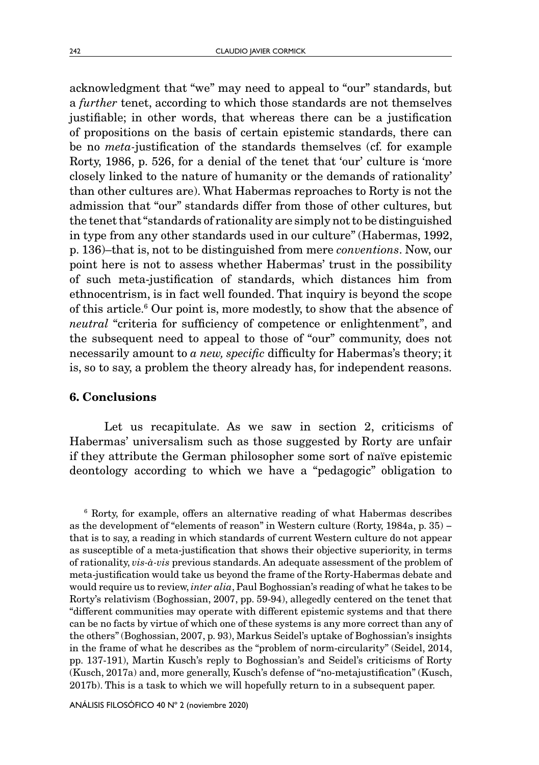acknowledgment that "we" may need to appeal to "our" standards, but a *further* tenet, according to which those standards are not themselves justifiable; in other words, that whereas there can be a justification of propositions on the basis of certain epistemic standards, there can be no *meta*-justification of the standards themselves (cf. for example Rorty, 1986, p. 526, for a denial of the tenet that 'our' culture is 'more closely linked to the nature of humanity or the demands of rationality' than other cultures are). What Habermas reproaches to Rorty is not the admission that "our" standards differ from those of other cultures, but the tenet that "standards of rationality are simply not to be distinguished in type from any other standards used in our culture" (Habermas, 1992, p. 136)–that is, not to be distinguished from mere *conventions*. Now, our point here is not to assess whether Habermas' trust in the possibility of such meta-justification of standards, which distances him from ethnocentrism, is in fact well founded. That inquiry is beyond the scope of this article.[6] Our point is, more modestly, to show that the absence of *neutral* "criteria for sufficiency of competence or enlightenment", and the subsequent need to appeal to those of "our" community, does not necessarily amount to *a new, specific* difficulty for Habermas's theory; it is, so to say, a problem the theory already has, for independent reasons.

## 6. Conclusions

Let us recapitulate. As we saw in section 2, criticisms of Habermas' universalism such as those suggested by Rorty are unfair if they attribute the German philosopher some sort of naïve epistemic deontology according to which we have a "pedagogic" obligation to

[6] Rorty, for example, offers an alternative reading of what Habermas describes as the development of "elements of reason" in Western culture (Rorty, 1984a, p. 35) – that is to say, a reading in which standards of current Western culture do not appear as susceptible of a meta-justification that shows their objective superiority, in terms of rationality, *vis-à-vis* previous standards. An adequate assessment of the problem of meta-justification would take us beyond the frame of the Rorty-Habermas debate and would require us to review, *inter alia*, Paul Boghossian's reading of what he takes to be Rorty's relativism (Boghossian, 2007, pp. 59-94), allegedly centered on the tenet that "different communities may operate with different epistemic systems and that there can be no facts by virtue of which one of these systems is any more correct than any of the others" (Boghossian, 2007, p. 93), Markus Seidel's uptake of Boghossian's insights in the frame of what he describes as the "problem of norm-circularity" (Seidel, 2014, pp. 137-191), Martin Kusch's reply to Boghossian's and Seidel's criticisms of Rorty (Kusch, 2017a) and, more generally, Kusch's defense of "no-metajustification" (Kusch, 2017b). This is a task to which we will hopefully return to in a subsequent paper.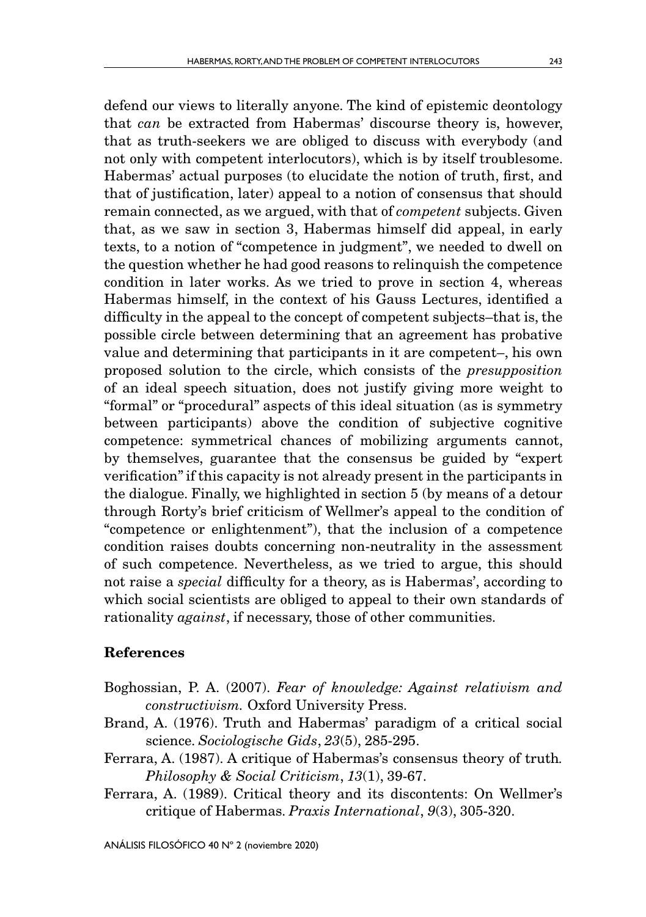defend our views to literally anyone. The kind of epistemic deontology that *can* be extracted from Habermas' discourse theory is, however, that as truth-seekers we are obliged to discuss with everybody (and not only with competent interlocutors), which is by itself troublesome. Habermas' actual purposes (to elucidate the notion of truth, first, and that of justification, later) appeal to a notion of consensus that should remain connected, as we argued, with that of *competent* subjects. Given that, as we saw in section 3, Habermas himself did appeal, in early texts, to a notion of "competence in judgment", we needed to dwell on the question whether he had good reasons to relinquish the competence condition in later works. As we tried to prove in section 4, whereas Habermas himself, in the context of his Gauss Lectures, identified a difficulty in the appeal to the concept of competent subjects–that is, the possible circle between determining that an agreement has probative value and determining that participants in it are competent–, his own proposed solution to the circle, which consists of the *presupposition* of an ideal speech situation, does not justify giving more weight to "formal" or "procedural" aspects of this ideal situation (as is symmetry between participants) above the condition of subjective cognitive competence: symmetrical chances of mobilizing arguments cannot, by themselves, guarantee that the consensus be guided by "expert verification" if this capacity is not already present in the participants in the dialogue. Finally, we highlighted in section 5 (by means of a detour through Rorty's brief criticism of Wellmer's appeal to the condition of "competence or enlightenment"), that the inclusion of a competence condition raises doubts concerning non-neutrality in the assessment of such competence. Nevertheless, as we tried to argue, this should not raise a *special* difficulty for a theory, as is Habermas', according to which social scientists are obliged to appeal to their own standards of rationality *against*, if necessary, those of other communities.

## References

Boghossian, P. A. (2007). *Fear of knowledge: Against relativism and constructivism.* Oxford University Press.

Brand, A. (1976). Truth and Habermas' paradigm of a critical social science. *Sociologische Gids*, *23*(5), 285-295.

Ferrara, A. (1987). A critique of Habermas's consensus theory of truth. *Philosophy & Social Criticism*, *13*(1), 39-67.

Ferrara, A. (1989). Critical theory and its discontents: On Wellmer's critique of Habermas. *Praxis International*, *9*(3), 305-320.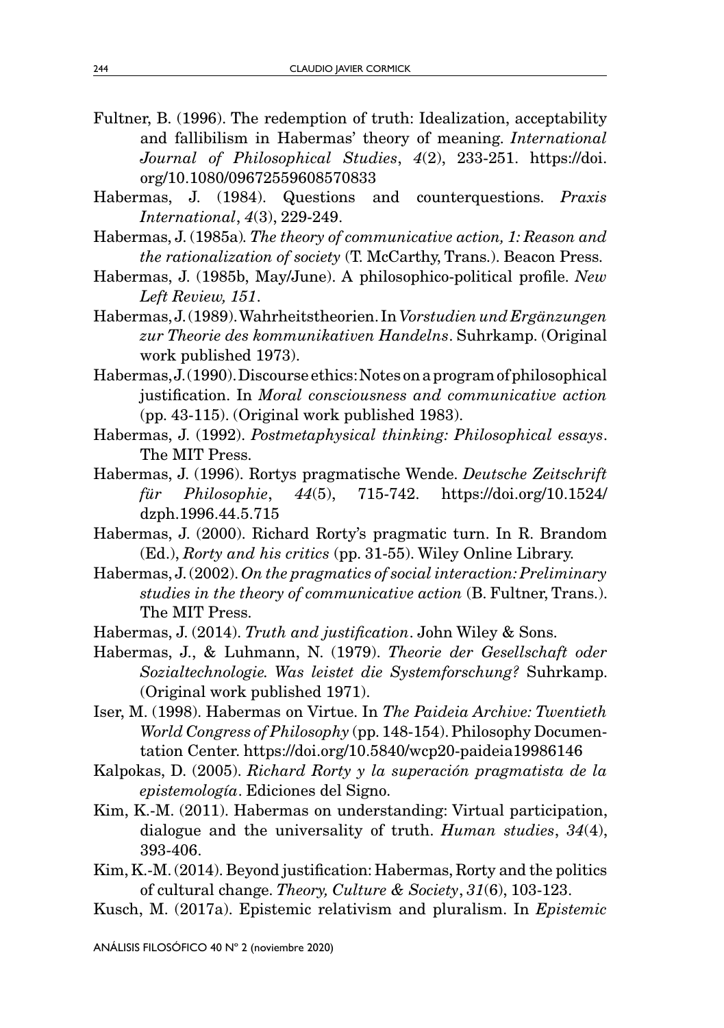Fultner, B. (1996). The redemption of truth: Idealization, acceptability and fallibilism in Habermas' theory of meaning. *International Journal of Philosophical Studies*, *4*(2), 233-251. https://doi.org/10.1080/09672559608570833

Habermas, J. (1984). Questions and counterquestions. *Praxis International*, *4*(3), 229-249.

Habermas, J. (1985a). *The theory of communicative action, 1: Reason and the rationalization of society* (T. McCarthy, Trans.). Beacon Press.

Habermas, J. (1985b, May/June). A philosophico-political profile. *New Left Review, 151*.

Habermas, J. (1989). Wahrheitstheorien. In *Vorstudien und Ergänzungen zur Theorie des kommunikativen Handelns*. Suhrkamp. (Original work published 1973).

Habermas, J. (1990). Discourse ethics: Notes on a program of philosophical justification. In *Moral consciousness and communicative action* (pp. 43-115). (Original work published 1983).

Habermas, J. (1992). *Postmetaphysical thinking: Philosophical essays*. The MIT Press.

Habermas, J. (1996). Rortys pragmatische Wende. *Deutsche Zeitschrift für Philosophie*, *44*(5), 715-742. https://doi.org/10.1524/dzph.1996.44.5.715

Habermas, J. (2000). Richard Rorty's pragmatic turn. In R. Brandom (Ed.), *Rorty and his critics* (pp. 31-55). Wiley Online Library.

Habermas, J. (2002). *On the pragmatics of social interaction: Preliminary studies in the theory of communicative action* (B. Fultner, Trans.). The MIT Press.

Habermas, J. (2014). *Truth and justification*. John Wiley & Sons.

Habermas, J., & Luhmann, N. (1979). *Theorie der Gesellschaft oder Sozialtechnologie. Was leistet die Systemforschung?* Suhrkamp. (Original work published 1971).

Iser, M. (1998). Habermas on Virtue. In *The Paideia Archive: Twentieth World Congress of Philosophy* (pp. 148-154). Philosophy Documentation Center. https://doi.org/10.5840/wcp20-paideia19986146

Kalpokas, D. (2005). *Richard Rorty y la superación pragmatista de la epistemología*. Ediciones del Signo.

Kim, K.-M. (2011). Habermas on understanding: Virtual participation, dialogue and the universality of truth. *Human studies*, *34*(4), 393-406.

Kim, K.-M. (2014). Beyond justification: Habermas, Rorty and the politics of cultural change. *Theory, Culture & Society*, *31*(6), 103-123.

Kusch, M. (2017a). Epistemic relativism and pluralism. In *Epistemic*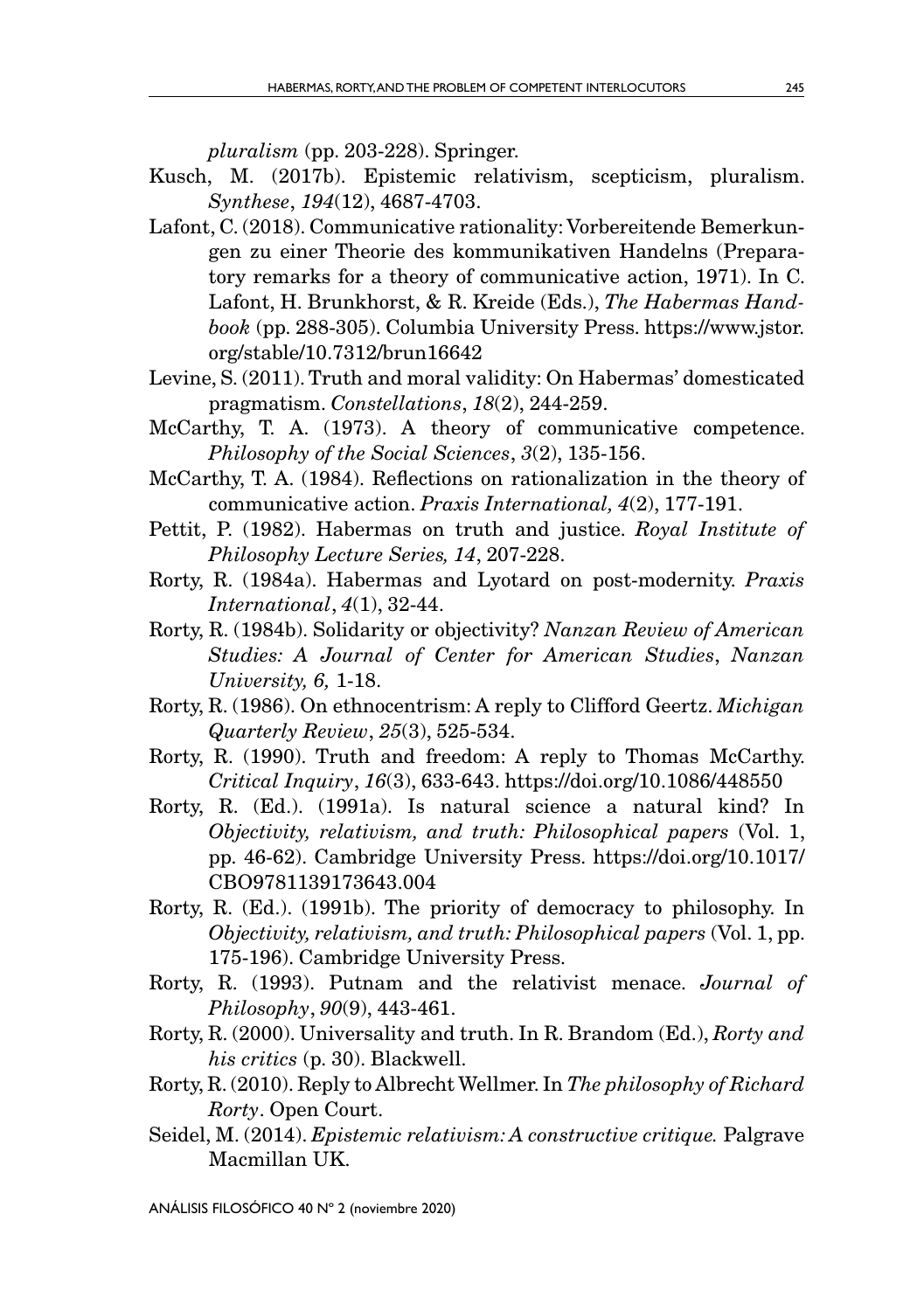*pluralism* (pp. 203-228). Springer.

Kusch, M. (2017b). Epistemic relativism, scepticism, pluralism. *Synthese*, *194*(12), 4687-4703.

Lafont, C. (2018). Communicative rationality: Vorbereitende Bemerkungen zu einer Theorie des kommunikativen Handelns (Preparatory remarks for a theory of communicative action, 1971). In C. Lafont, H. Brunkhorst, & R. Kreide (Eds.), *The Habermas Handbook* (pp. 288-305). Columbia University Press. https://www.jstor.org/stable/10.7312/brun16642

Levine, S. (2011). Truth and moral validity: On Habermas' domesticated pragmatism. *Constellations*, *18*(2), 244-259.

McCarthy, T. A. (1973). A theory of communicative competence. *Philosophy of the Social Sciences*, *3*(2), 135-156.

McCarthy, T. A. (1984). Reflections on rationalization in the theory of communicative action. *Praxis International, 4*(2), 177-191.

Pettit, P. (1982). Habermas on truth and justice. *Royal Institute of Philosophy Lecture Series, 14*, 207-228.

Rorty, R. (1984a). Habermas and Lyotard on post-modernity. *Praxis International*, *4*(1), 32-44.

Rorty, R. (1984b). Solidarity or objectivity? *Nanzan Review of American Studies: A Journal of Center for American Studies*, *Nanzan University, 6,* 1-18.

Rorty, R. (1986). On ethnocentrism: A reply to Clifford Geertz. *Michigan Quarterly Review*, *25*(3), 525-534.

Rorty, R. (1990). Truth and freedom: A reply to Thomas McCarthy. *Critical Inquiry*, *16*(3), 633-643. https://doi.org/10.1086/448550

Rorty, R. (Ed.). (1991a). Is natural science a natural kind? In *Objectivity, relativism, and truth: Philosophical papers* (Vol. 1, pp. 46-62). Cambridge University Press. https://doi.org/10.1017/CBO9781139173643.004

Rorty, R. (Ed.). (1991b). The priority of democracy to philosophy. In *Objectivity, relativism, and truth: Philosophical papers* (Vol. 1, pp. 175-196). Cambridge University Press.

Rorty, R. (1993). Putnam and the relativist menace. *Journal of Philosophy*, *90*(9), 443-461.

Rorty, R. (2000). Universality and truth. In R. Brandom (Ed.), *Rorty and his critics* (p. 30). Blackwell.

Rorty, R. (2010). Reply to Albrecht Wellmer. In *The philosophy of Richard Rorty*. Open Court.

Seidel, M. (2014). *Epistemic relativism: A constructive critique.* Palgrave Macmillan UK.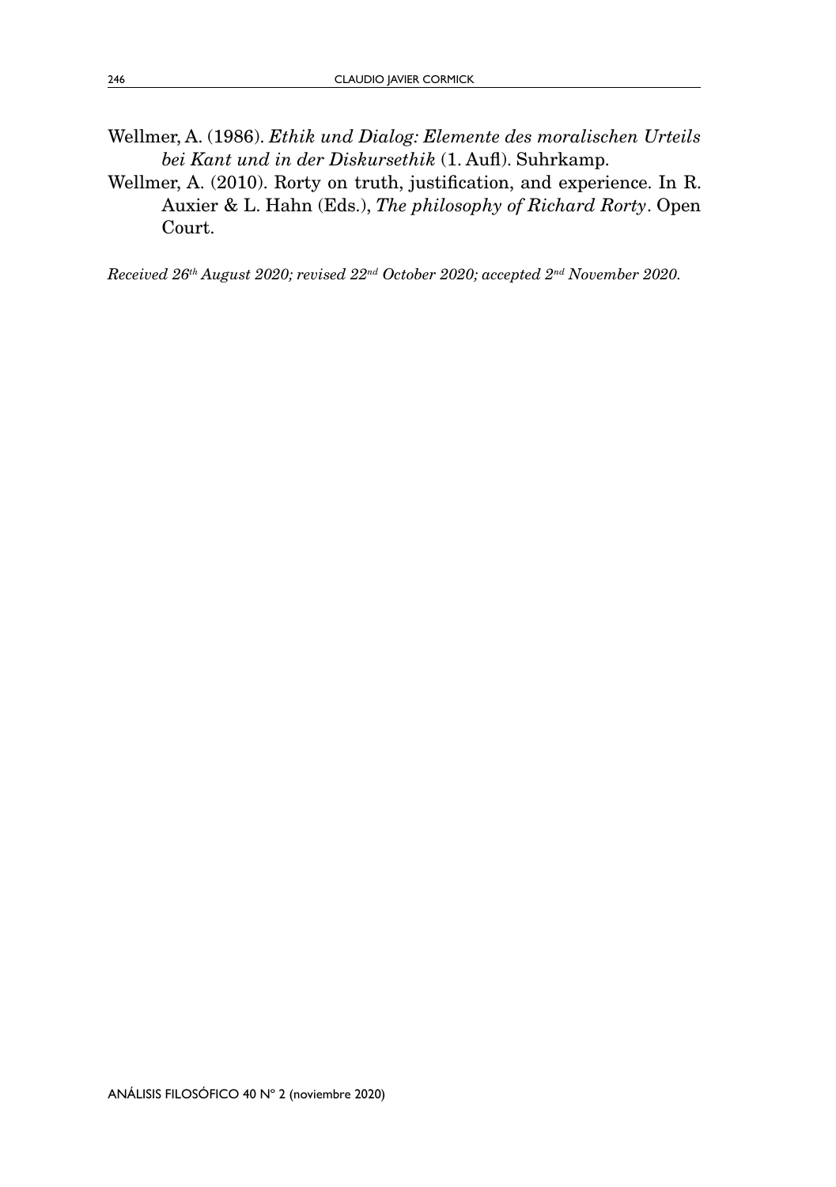Wellmer, A. (1986). *Ethik und Dialog: Elemente des moralischen Urteils bei Kant und in der Diskursethik* (1. Aufl). Suhrkamp.

Wellmer, A. (2010). Rorty on truth, justification, and experience. In R. Auxier & L. Hahn (Eds.), *The philosophy of Richard Rorty*. Open Court.

*Received 26th August 2020; revised 22nd October 2020; accepted 2nd November 2020.*